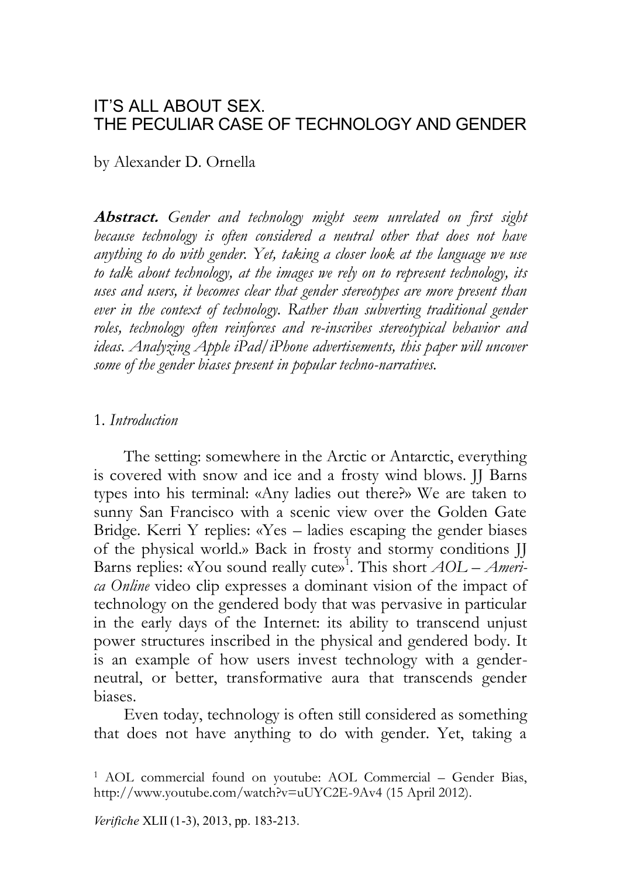# IT'S ALL ABOUT SEX.
# THE PECULIAR CASE OF TECHNOLOGY AND GENDER

by Alexander D. Ornella

***Abstract.*** *Gender and technology might seem unrelated on first sight because technology is often considered a neutral other that does not have anything to do with gender. Yet, taking a closer look at the language we use to talk about technology, at the images we rely on to represent technology, its uses and users, it becomes clear that gender stereotypes are more present than ever in the context of technology. Rather than subverting traditional gender roles, technology often reinforces and re-inscribes stereotypical behavior and ideas. Analyzing Apple iPad/iPhone advertisements, this paper will uncover some of the gender biases present in popular techno-narratives.*

## 1. *Introduction*

The setting: somewhere in the Arctic or Antarctic, everything is covered with snow and ice and a frosty wind blows. JJ Barns types into his terminal: «Any ladies out there?» We are taken to sunny San Francisco with a scenic view over the Golden Gate Bridge. Kerri Y replies: «Yes – ladies escaping the gender biases of the physical world.» Back in frosty and stormy conditions JJ Barns replies: «You sound really cute»[1]. This short *AOL – America Online* video clip expresses a dominant vision of the impact of technology on the gendered body that was pervasive in particular in the early days of the Internet: its ability to transcend unjust power structures inscribed in the physical and gendered body. It is an example of how users invest technology with a gender-neutral, or better, transformative aura that transcends gender biases.

Even today, technology is often still considered as something that does not have anything to do with gender. Yet, taking a

[1] AOL commercial found on youtube: AOL Commercial – Gender Bias, http://www.youtube.com/watch?v=uUYC2E-9Av4 (15 April 2012).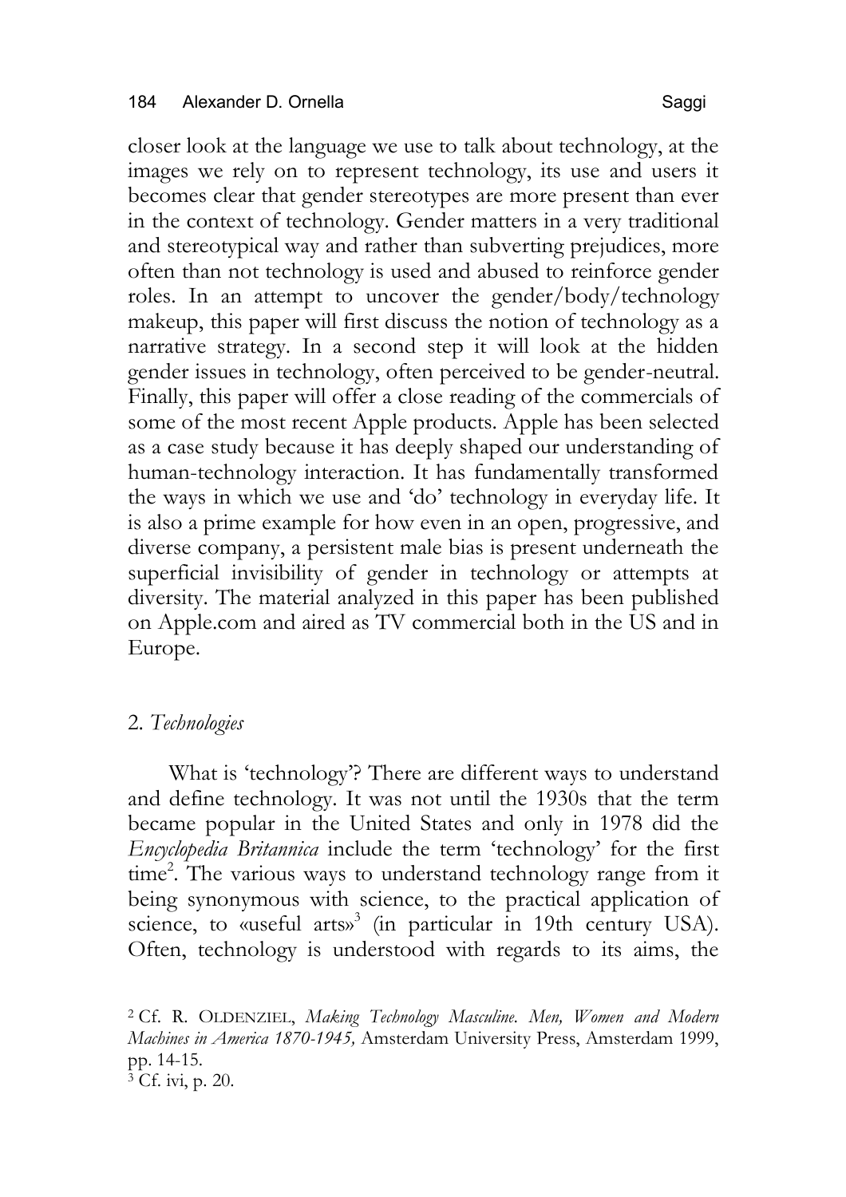closer look at the language we use to talk about technology, at the images we rely on to represent technology, its use and users it becomes clear that gender stereotypes are more present than ever in the context of technology. Gender matters in a very traditional and stereotypical way and rather than subverting prejudices, more often than not technology is used and abused to reinforce gender roles. In an attempt to uncover the gender/body/technology makeup, this paper will first discuss the notion of technology as a narrative strategy. In a second step it will look at the hidden gender issues in technology, often perceived to be gender-neutral. Finally, this paper will offer a close reading of the commercials of some of the most recent Apple products. Apple has been selected as a case study because it has deeply shaped our understanding of human-technology interaction. It has fundamentally transformed the ways in which we use and 'do' technology in everyday life. It is also a prime example for how even in an open, progressive, and diverse company, a persistent male bias is present underneath the superficial invisibility of gender in technology or attempts at diversity. The material analyzed in this paper has been published on Apple.com and aired as TV commercial both in the US and in Europe.

## 2. *Technologies*

What is 'technology'? There are different ways to understand and define technology. It was not until the 1930s that the term became popular in the United States and only in 1978 did the *Encyclopedia Britannica* include the term 'technology' for the first time[2]. The various ways to understand technology range from it being synonymous with science, to the practical application of science, to «useful arts»[3] (in particular in 19th century USA). Often, technology is understood with regards to its aims, the

[2] Cf. R. OLDENZIEL, *Making Technology Masculine. Men, Women and Modern Machines in America 1870-1945,* Amsterdam University Press, Amsterdam 1999, pp. 14-15.

[3] Cf. ivi, p. 20.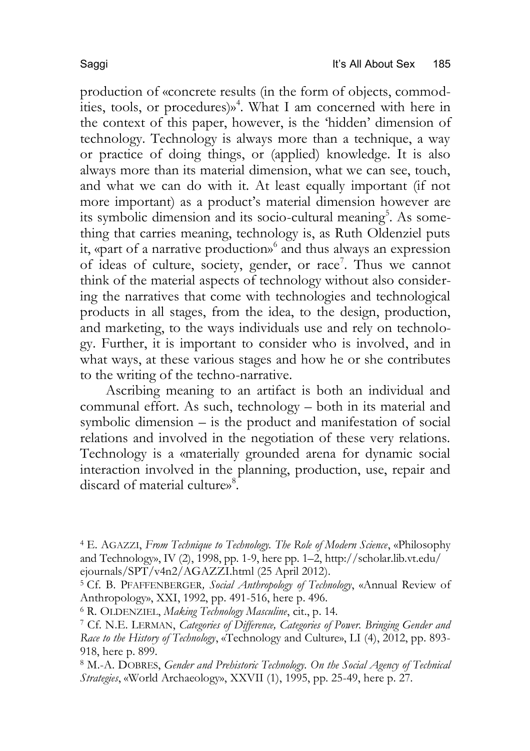production of «concrete results (in the form of objects, commodities, tools, or procedures)»[4]. What I am concerned with here in the context of this paper, however, is the 'hidden' dimension of technology. Technology is always more than a technique, a way or practice of doing things, or (applied) knowledge. It is also always more than its material dimension, what we can see, touch, and what we can do with it. At least equally important (if not more important) as a product's material dimension however are its symbolic dimension and its socio-cultural meaning[5]. As something that carries meaning, technology is, as Ruth Oldenziel puts it, «part of a narrative production»[6] and thus always an expression of ideas of culture, society, gender, or race[7]. Thus we cannot think of the material aspects of technology without also considering the narratives that come with technologies and technological products in all stages, from the idea, to the design, production, and marketing, to the ways individuals use and rely on technology. Further, it is important to consider who is involved, and in what ways, at these various stages and how he or she contributes to the writing of the techno-narrative.

Ascribing meaning to an artifact is both an individual and communal effort. As such, technology – both in its material and symbolic dimension – is the product and manifestation of social relations and involved in the negotiation of these very relations. Technology is a «materially grounded arena for dynamic social interaction involved in the planning, production, use, repair and discard of material culture»[8].

---

[4] E. AGAZZI, *From Technique to Technology. The Role of Modern Science*, «Philosophy and Technology», IV (2), 1998, pp. 1-9, here pp. 1–2, http://scholar.lib.vt.edu/ejournals/SPT/v4n2/AGAZZI.html (25 April 2012).

[5] Cf. B. PFAFFENBERGER*, Social Anthropology of Technology*, «Annual Review of Anthropology», XXI, 1992, pp. 491-516, here p. 496.

[6] R. OLDENZIEL, *Making Technology Masculine*, cit., p. 14.

[7] Cf. N.E. LERMAN, *Categories of Difference, Categories of Power. Bringing Gender and Race to the History of Technology*, «Technology and Culture», LI (4), 2012, pp. 893-918, here p. 899.

[8] M.-A. DOBRES, *Gender and Prehistoric Technology. On the Social Agency of Technical Strategies*, «World Archaeology», XXVII (1), 1995, pp. 25-49, here p. 27.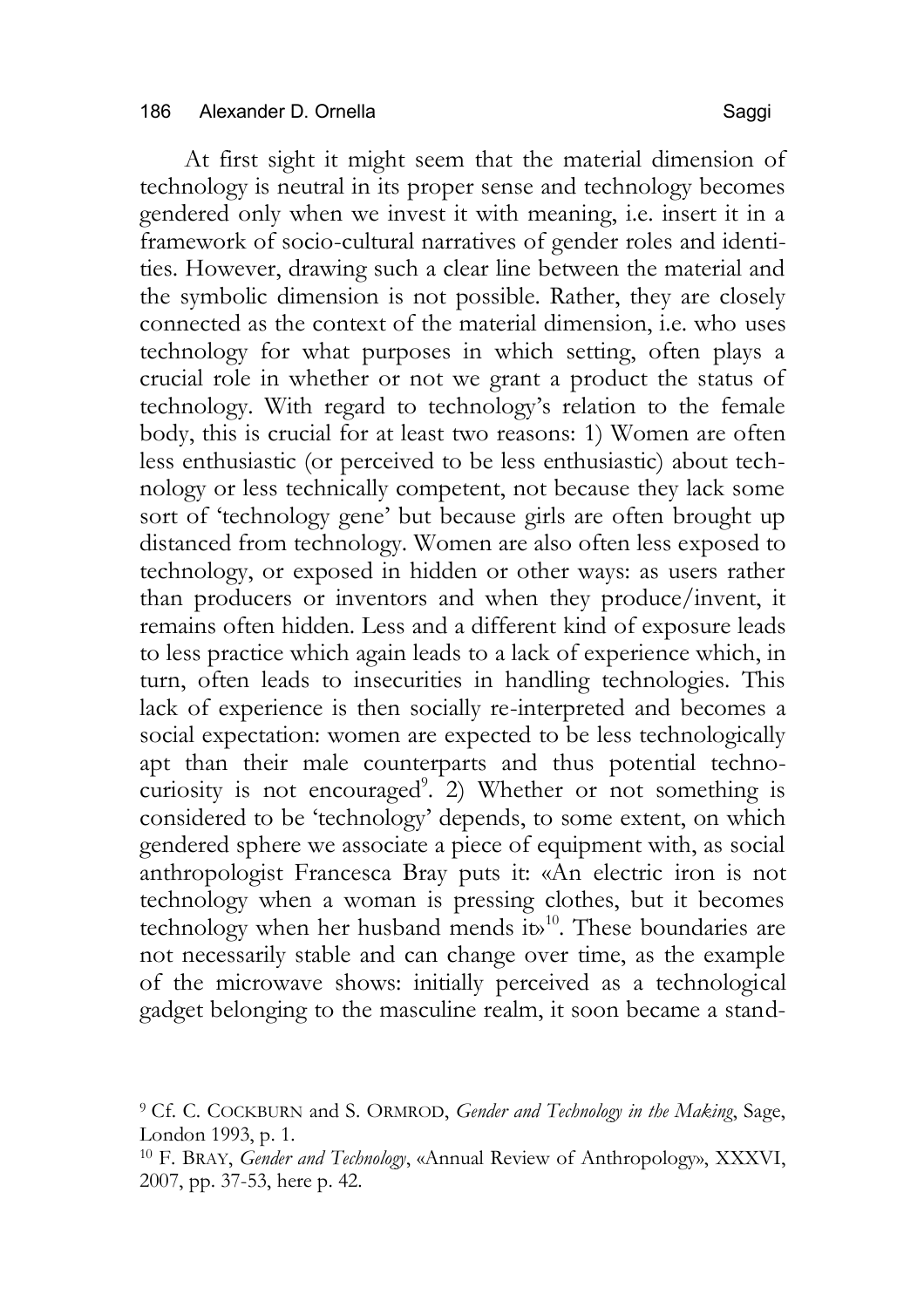At first sight it might seem that the material dimension of technology is neutral in its proper sense and technology becomes gendered only when we invest it with meaning, i.e. insert it in a framework of socio-cultural narratives of gender roles and identities. However, drawing such a clear line between the material and the symbolic dimension is not possible. Rather, they are closely connected as the context of the material dimension, i.e. who uses technology for what purposes in which setting, often plays a crucial role in whether or not we grant a product the status of technology. With regard to technology's relation to the female body, this is crucial for at least two reasons: 1) Women are often less enthusiastic (or perceived to be less enthusiastic) about technology or less technically competent, not because they lack some sort of 'technology gene' but because girls are often brought up distanced from technology. Women are also often less exposed to technology, or exposed in hidden or other ways: as users rather than producers or inventors and when they produce/invent, it remains often hidden. Less and a different kind of exposure leads to less practice which again leads to a lack of experience which, in turn, often leads to insecurities in handling technologies. This lack of experience is then socially re-interpreted and becomes a social expectation: women are expected to be less technologically apt than their male counterparts and thus potential techno-curiosity is not encouraged[9]. 2) Whether or not something is considered to be 'technology' depends, to some extent, on which gendered sphere we associate a piece of equipment with, as social anthropologist Francesca Bray puts it: «An electric iron is not technology when a woman is pressing clothes, but it becomes technology when her husband mends it»[10]. These boundaries are not necessarily stable and can change over time, as the example of the microwave shows: initially perceived as a technological gadget belonging to the masculine realm, it soon became a stand-

[9] Cf. C. COCKBURN and S. ORMROD, *Gender and Technology in the Making*, Sage, London 1993, p. 1.

[10] F. BRAY, *Gender and Technology*, «Annual Review of Anthropology», XXXVI, 2007, pp. 37-53, here p. 42.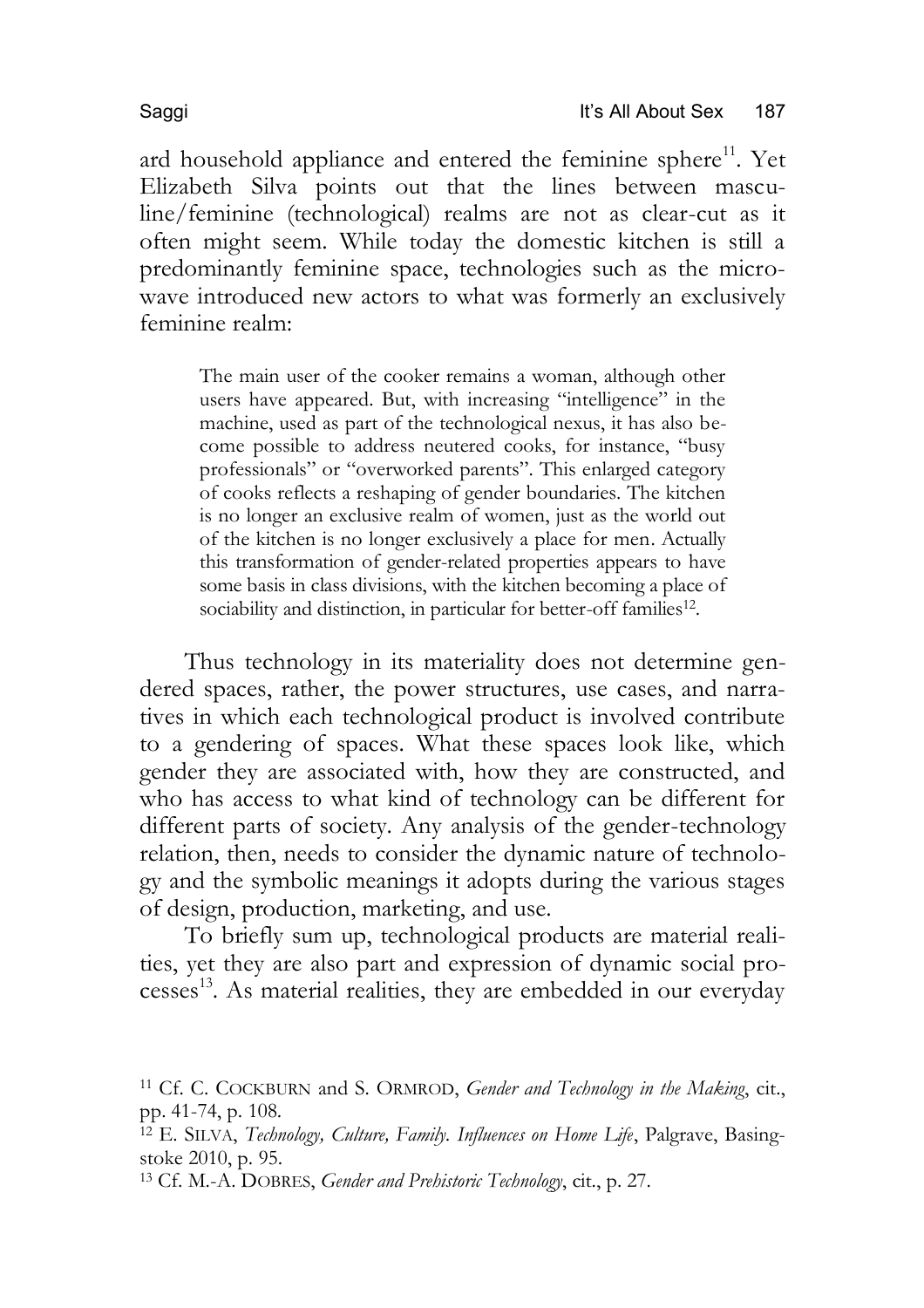ard household appliance and entered the feminine sphere[11]. Yet Elizabeth Silva points out that the lines between masculine/feminine (technological) realms are not as clear-cut as it often might seem. While today the domestic kitchen is still a predominantly feminine space, technologies such as the microwave introduced new actors to what was formerly an exclusively feminine realm:

> The main user of the cooker remains a woman, although other users have appeared. But, with increasing "intelligence" in the machine, used as part of the technological nexus, it has also become possible to address neutered cooks, for instance, "busy professionals" or "overworked parents". This enlarged category of cooks reflects a reshaping of gender boundaries. The kitchen is no longer an exclusive realm of women, just as the world out of the kitchen is no longer exclusively a place for men. Actually this transformation of gender-related properties appears to have some basis in class divisions, with the kitchen becoming a place of sociability and distinction, in particular for better-off families[12].

Thus technology in its materiality does not determine gendered spaces, rather, the power structures, use cases, and narratives in which each technological product is involved contribute to a gendering of spaces. What these spaces look like, which gender they are associated with, how they are constructed, and who has access to what kind of technology can be different for different parts of society. Any analysis of the gender-technology relation, then, needs to consider the dynamic nature of technology and the symbolic meanings it adopts during the various stages of design, production, marketing, and use.

To briefly sum up, technological products are material realities, yet they are also part and expression of dynamic social processes[13]. As material realities, they are embedded in our everyday

---

[11] Cf. C. COCKBURN and S. ORMROD, *Gender and Technology in the Making*, cit., pp. 41-74, p. 108.

[12] E. SILVA, *Technology, Culture, Family. Influences on Home Life*, Palgrave, Basingstoke 2010, p. 95.

[13] Cf. M.-A. DOBRES, *Gender and Prehistoric Technology*, cit., p. 27.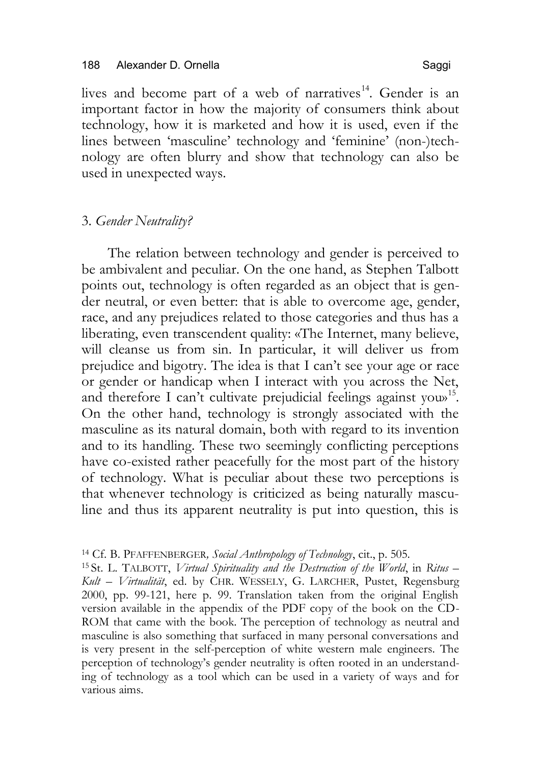lives and become part of a web of narratives[14]. Gender is an important factor in how the majority of consumers think about technology, how it is marketed and how it is used, even if the lines between 'masculine' technology and 'feminine' (non-)technology are often blurry and show that technology can also be used in unexpected ways.

### 3. *Gender Neutrality?*

The relation between technology and gender is perceived to be ambivalent and peculiar. On the one hand, as Stephen Talbott points out, technology is often regarded as an object that is gender neutral, or even better: that is able to overcome age, gender, race, and any prejudices related to those categories and thus has a liberating, even transcendent quality: «The Internet, many believe, will cleanse us from sin. In particular, it will deliver us from prejudice and bigotry. The idea is that I can't see your age or race or gender or handicap when I interact with you across the Net, and therefore I can't cultivate prejudicial feelings against you»[15]. On the other hand, technology is strongly associated with the masculine as its natural domain, both with regard to its invention and to its handling. These two seemingly conflicting perceptions have co-existed rather peacefully for the most part of the history of technology. What is peculiar about these two perceptions is that whenever technology is criticized as being naturally masculine and thus its apparent neutrality is put into question, this is

---

[14] Cf. B. PFAFFENBERGER, *Social Anthropology of Technology*, cit., p. 505.

[15] St. L. TALBOTT, *Virtual Spirituality and the Destruction of the World*, in *Ritus – Kult – Virtualität*, ed. by CHR. WESSELY, G. LARCHER, Pustet, Regensburg 2000, pp. 99-121, here p. 99. Translation taken from the original English version available in the appendix of the PDF copy of the book on the CD-ROM that came with the book. The perception of technology as neutral and masculine is also something that surfaced in many personal conversations and is very present in the self-perception of white western male engineers. The perception of technology's gender neutrality is often rooted in an understanding of technology as a tool which can be used in a variety of ways and for various aims.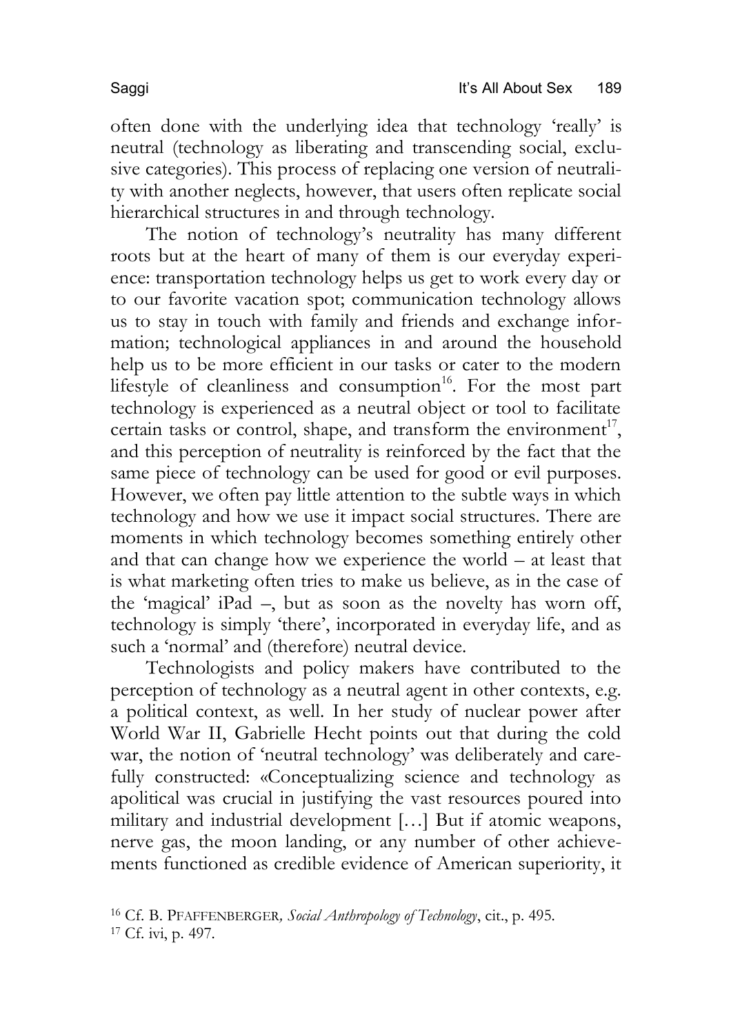often done with the underlying idea that technology 'really' is neutral (technology as liberating and transcending social, exclusive categories). This process of replacing one version of neutrality with another neglects, however, that users often replicate social hierarchical structures in and through technology.

The notion of technology's neutrality has many different roots but at the heart of many of them is our everyday experience: transportation technology helps us get to work every day or to our favorite vacation spot; communication technology allows us to stay in touch with family and friends and exchange information; technological appliances in and around the household help us to be more efficient in our tasks or cater to the modern lifestyle of cleanliness and consumption[16]. For the most part technology is experienced as a neutral object or tool to facilitate certain tasks or control, shape, and transform the environment[17], and this perception of neutrality is reinforced by the fact that the same piece of technology can be used for good or evil purposes. However, we often pay little attention to the subtle ways in which technology and how we use it impact social structures. There are moments in which technology becomes something entirely other and that can change how we experience the world – at least that is what marketing often tries to make us believe, as in the case of the 'magical' iPad –, but as soon as the novelty has worn off, technology is simply 'there', incorporated in everyday life, and as such a 'normal' and (therefore) neutral device.

Technologists and policy makers have contributed to the perception of technology as a neutral agent in other contexts, e.g. a political context, as well. In her study of nuclear power after World War II, Gabrielle Hecht points out that during the cold war, the notion of 'neutral technology' was deliberately and carefully constructed: «Conceptualizing science and technology as apolitical was crucial in justifying the vast resources poured into military and industrial development […] But if atomic weapons, nerve gas, the moon landing, or any number of other achievements functioned as credible evidence of American superiority, it

[16] Cf. B. PFAFFENBERGER, *Social Anthropology of Technology*, cit., p. 495.

[17] Cf. ivi, p. 497.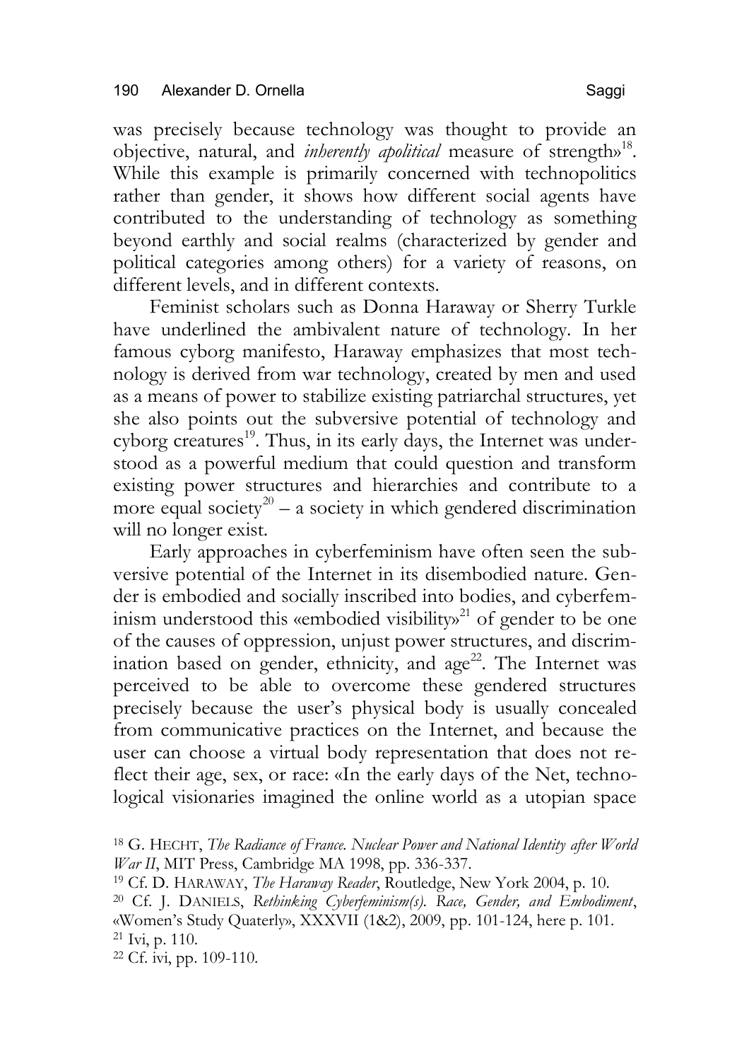was precisely because technology was thought to provide an objective, natural, and *inherently apolitical* measure of strength»[18]. While this example is primarily concerned with technopolitics rather than gender, it shows how different social agents have contributed to the understanding of technology as something beyond earthly and social realms (characterized by gender and political categories among others) for a variety of reasons, on different levels, and in different contexts.

Feminist scholars such as Donna Haraway or Sherry Turkle have underlined the ambivalent nature of technology. In her famous cyborg manifesto, Haraway emphasizes that most technology is derived from war technology, created by men and used as a means of power to stabilize existing patriarchal structures, yet she also points out the subversive potential of technology and cyborg creatures[19]. Thus, in its early days, the Internet was understood as a powerful medium that could question and transform existing power structures and hierarchies and contribute to a more equal society[20] – a society in which gendered discrimination will no longer exist.

Early approaches in cyberfeminism have often seen the subversive potential of the Internet in its disembodied nature. Gender is embodied and socially inscribed into bodies, and cyberfeminism understood this «embodied visibility»[21] of gender to be one of the causes of oppression, unjust power structures, and discrimination based on gender, ethnicity, and age[22]. The Internet was perceived to be able to overcome these gendered structures precisely because the user's physical body is usually concealed from communicative practices on the Internet, and because the user can choose a virtual body representation that does not reflect their age, sex, or race: «In the early days of the Net, technological visionaries imagined the online world as a utopian space

[18] G. HECHT, *The Radiance of France. Nuclear Power and National Identity after World War II*, MIT Press, Cambridge MA 1998, pp. 336-337.

[19] Cf. D. HARAWAY, *The Haraway Reader*, Routledge, New York 2004, p. 10.

[20] Cf. J. DANIELS, *Rethinking Cyberfeminism(s). Race, Gender, and Embodiment*, «Women's Study Quaterly», XXXVII (1&2), 2009, pp. 101-124, here p. 101.

[21] Ivi, p. 110.

[22] Cf. ivi, pp. 109-110.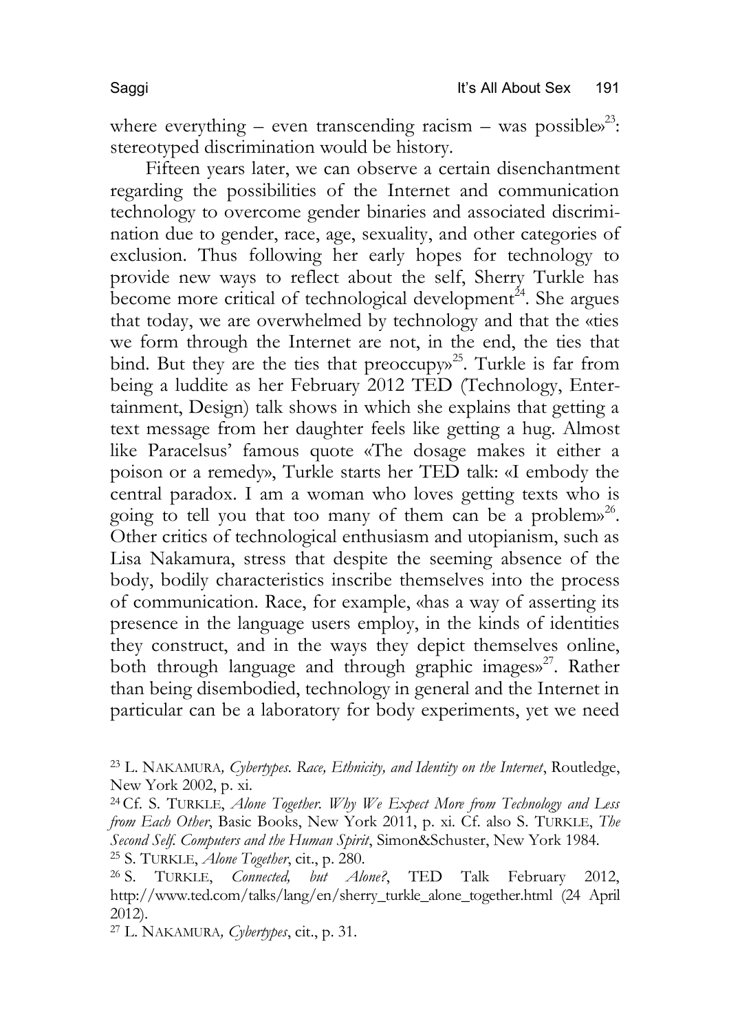where everything – even transcending racism – was possible»[23]: stereotyped discrimination would be history.

Fifteen years later, we can observe a certain disenchantment regarding the possibilities of the Internet and communication technology to overcome gender binaries and associated discrimination due to gender, race, age, sexuality, and other categories of exclusion. Thus following her early hopes for technology to provide new ways to reflect about the self, Sherry Turkle has become more critical of technological development[24]. She argues that today, we are overwhelmed by technology and that the «ties we form through the Internet are not, in the end, the ties that bind. But they are the ties that preoccupy»[25]. Turkle is far from being a luddite as her February 2012 TED (Technology, Entertainment, Design) talk shows in which she explains that getting a text message from her daughter feels like getting a hug. Almost like Paracelsus' famous quote «The dosage makes it either a poison or a remedy», Turkle starts her TED talk: «I embody the central paradox. I am a woman who loves getting texts who is going to tell you that too many of them can be a problem»[26]. Other critics of technological enthusiasm and utopianism, such as Lisa Nakamura, stress that despite the seeming absence of the body, bodily characteristics inscribe themselves into the process of communication. Race, for example, «has a way of asserting its presence in the language users employ, in the kinds of identities they construct, and in the ways they depict themselves online, both through language and through graphic images»[27]. Rather than being disembodied, technology in general and the Internet in particular can be a laboratory for body experiments, yet we need

[23] L. NAKAMURA, *Cybertypes. Race, Ethnicity, and Identity on the Internet*, Routledge, New York 2002, p. xi.

[24] Cf. S. TURKLE, *Alone Together. Why We Expect More from Technology and Less from Each Other*, Basic Books, New York 2011, p. xi. Cf. also S. TURKLE, *The Second Self. Computers and the Human Spirit*, Simon&Schuster, New York 1984.

[25] S. TURKLE, *Alone Together*, cit., p. 280.

[26] S. TURKLE, *Connected, but Alone?*, TED Talk February 2012, http://www.ted.com/talks/lang/en/sherry_turkle_alone_together.html (24 April 2012).

[27] L. NAKAMURA, *Cybertypes*, cit., p. 31.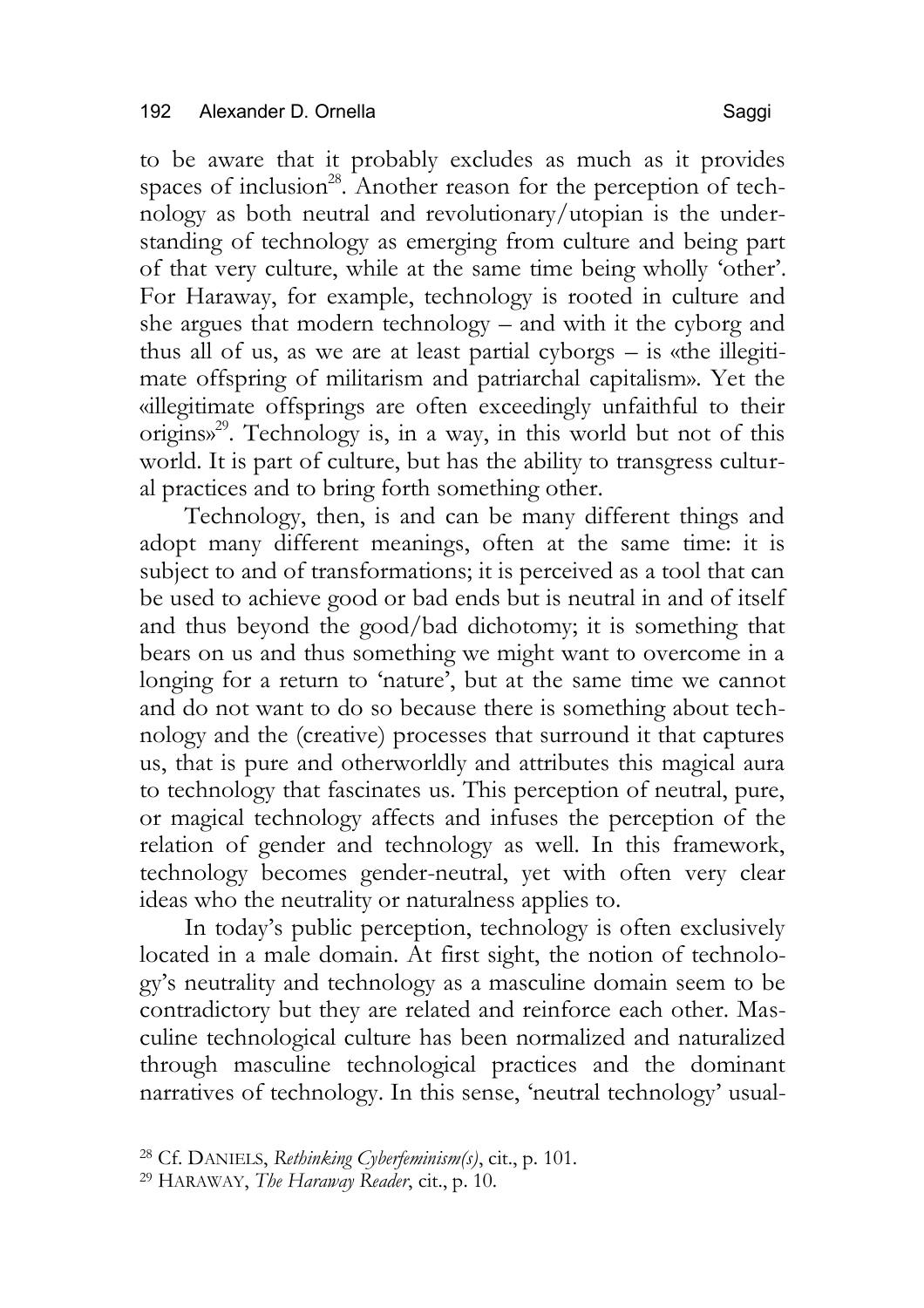to be aware that it probably excludes as much as it provides spaces of inclusion[28]. Another reason for the perception of technology as both neutral and revolutionary/utopian is the understanding of technology as emerging from culture and being part of that very culture, while at the same time being wholly 'other'. For Haraway, for example, technology is rooted in culture and she argues that modern technology – and with it the cyborg and thus all of us, as we are at least partial cyborgs – is «the illegitimate offspring of militarism and patriarchal capitalism». Yet the «illegitimate offsprings are often exceedingly unfaithful to their origins»[29]. Technology is, in a way, in this world but not of this world. It is part of culture, but has the ability to transgress cultural practices and to bring forth something other.

Technology, then, is and can be many different things and adopt many different meanings, often at the same time: it is subject to and of transformations; it is perceived as a tool that can be used to achieve good or bad ends but is neutral in and of itself and thus beyond the good/bad dichotomy; it is something that bears on us and thus something we might want to overcome in a longing for a return to 'nature', but at the same time we cannot and do not want to do so because there is something about technology and the (creative) processes that surround it that captures us, that is pure and otherworldly and attributes this magical aura to technology that fascinates us. This perception of neutral, pure, or magical technology affects and infuses the perception of the relation of gender and technology as well. In this framework, technology becomes gender-neutral, yet with often very clear ideas who the neutrality or naturalness applies to.

In today's public perception, technology is often exclusively located in a male domain. At first sight, the notion of technology's neutrality and technology as a masculine domain seem to be contradictory but they are related and reinforce each other. Masculine technological culture has been normalized and naturalized through masculine technological practices and the dominant narratives of technology. In this sense, 'neutral technology' usual-

[28] Cf. DANIELS, *Rethinking Cyberfeminism(s)*, cit., p. 101.

[29] HARAWAY, *The Haraway Reader*, cit., p. 10.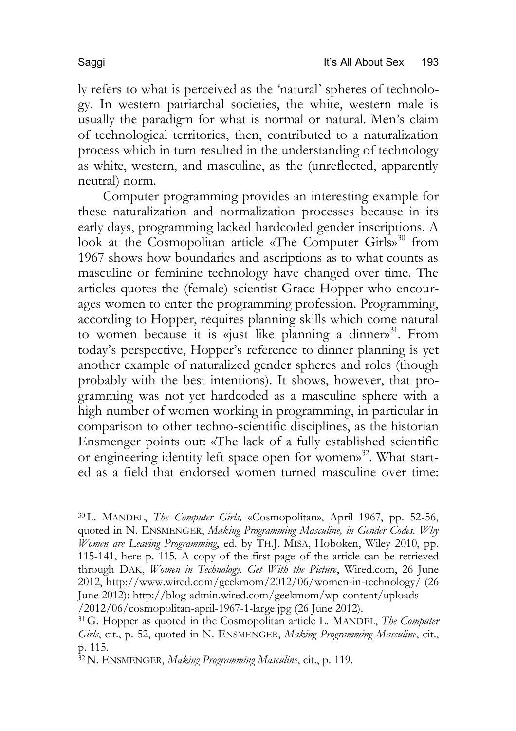ly refers to what is perceived as the 'natural' spheres of technology. In western patriarchal societies, the white, western male is usually the paradigm for what is normal or natural. Men's claim of technological territories, then, contributed to a naturalization process which in turn resulted in the understanding of technology as white, western, and masculine, as the (unreflected, apparently neutral) norm.

Computer programming provides an interesting example for these naturalization and normalization processes because in its early days, programming lacked hardcoded gender inscriptions. A look at the Cosmopolitan article «The Computer Girls»[30] from 1967 shows how boundaries and ascriptions as to what counts as masculine or feminine technology have changed over time. The articles quotes the (female) scientist Grace Hopper who encourages women to enter the programming profession. Programming, according to Hopper, requires planning skills which come natural to women because it is «just like planning a dinner»[31]. From today's perspective, Hopper's reference to dinner planning is yet another example of naturalized gender spheres and roles (though probably with the best intentions). It shows, however, that programming was not yet hardcoded as a masculine sphere with a high number of women working in programming, in particular in comparison to other techno-scientific disciplines, as the historian Ensmenger points out: «The lack of a fully established scientific or engineering identity left space open for women»[32]. What started as a field that endorsed women turned masculine over time:

[30] L. MANDEL, *The Computer Girls,* «Cosmopolitan», April 1967, pp. 52-56, quoted in N. ENSMENGER, *Making Programming Masculine, in Gender Codes. Why Women are Leaving Programming*, ed. by TH.J. MISA, Hoboken, Wiley 2010, pp. 115-141, here p. 115. A copy of the first page of the article can be retrieved through DAK, *Women in Technology. Get With the Picture*, Wired.com, 26 June 2012, http://www.wired.com/geekmom/2012/06/women-in-technology/ (26 June 2012): http://blog-admin.wired.com/geekmom/wp-content/uploads /2012/06/cosmopolitan-april-1967-1-large.jpg (26 June 2012).

[31] G. Hopper as quoted in the Cosmopolitan article L. MANDEL, *The Computer Girls*, cit., p. 52, quoted in N. ENSMENGER, *Making Programming Masculine*, cit., p. 115.

[32] N. ENSMENGER, *Making Programming Masculine*, cit., p. 119.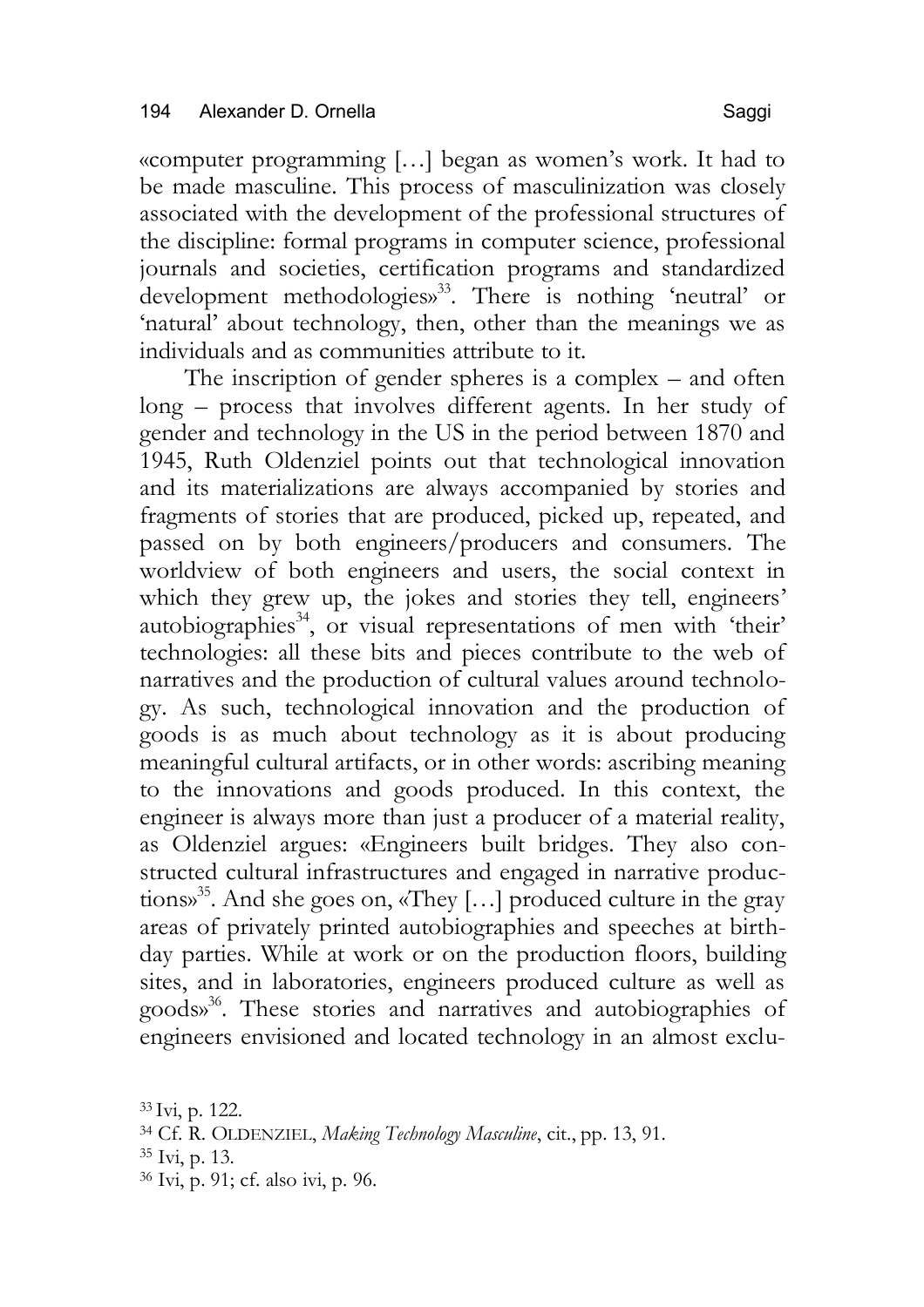«computer programming […] began as women's work. It had to be made masculine. This process of masculinization was closely associated with the development of the professional structures of the discipline: formal programs in computer science, professional journals and societies, certification programs and standardized development methodologies»[33]. There is nothing 'neutral' or 'natural' about technology, then, other than the meanings we as individuals and as communities attribute to it.

The inscription of gender spheres is a complex – and often long – process that involves different agents. In her study of gender and technology in the US in the period between 1870 and 1945, Ruth Oldenziel points out that technological innovation and its materializations are always accompanied by stories and fragments of stories that are produced, picked up, repeated, and passed on by both engineers/producers and consumers. The worldview of both engineers and users, the social context in which they grew up, the jokes and stories they tell, engineers' autobiographies[34], or visual representations of men with 'their' technologies: all these bits and pieces contribute to the web of narratives and the production of cultural values around technology. As such, technological innovation and the production of goods is as much about technology as it is about producing meaningful cultural artifacts, or in other words: ascribing meaning to the innovations and goods produced. In this context, the engineer is always more than just a producer of a material reality, as Oldenziel argues: «Engineers built bridges. They also constructed cultural infrastructures and engaged in narrative productions»[35]. And she goes on, «They […] produced culture in the gray areas of privately printed autobiographies and speeches at birthday parties. While at work or on the production floors, building sites, and in laboratories, engineers produced culture as well as goods»[36]. These stories and narratives and autobiographies of engineers envisioned and located technology in an almost exclu-

[33] Ivi, p. 122.

[34] Cf. R. OLDENZIEL, *Making Technology Masculine*, cit., pp. 13, 91.

[35] Ivi, p. 13.

[36] Ivi, p. 91; cf. also ivi, p. 96.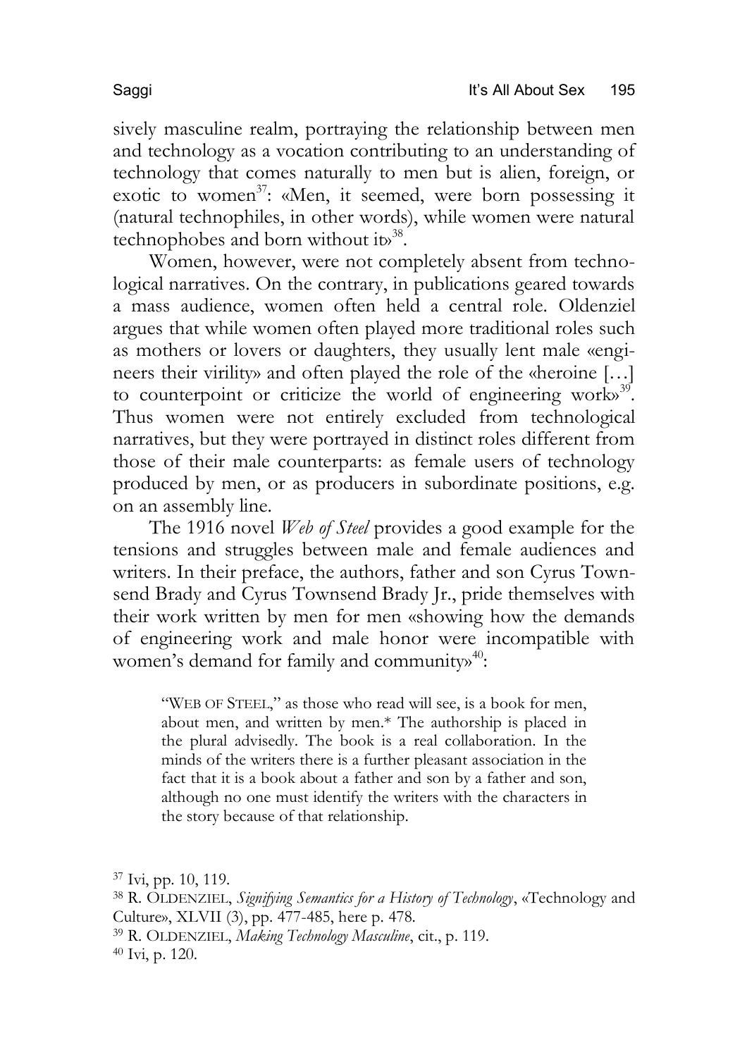sively masculine realm, portraying the relationship between men and technology as a vocation contributing to an understanding of technology that comes naturally to men but is alien, foreign, or exotic to women[37]: «Men, it seemed, were born possessing it (natural technophiles, in other words), while women were natural technophobes and born without it»[38].

Women, however, were not completely absent from technological narratives. On the contrary, in publications geared towards a mass audience, women often held a central role. Oldenziel argues that while women often played more traditional roles such as mothers or lovers or daughters, they usually lent male «engineers their virility» and often played the role of the «heroine […] to counterpoint or criticize the world of engineering work»[39]. Thus women were not entirely excluded from technological narratives, but they were portrayed in distinct roles different from those of their male counterparts: as female users of technology produced by men, or as producers in subordinate positions, e.g. on an assembly line.

The 1916 novel *Web of Steel* provides a good example for the tensions and struggles between male and female audiences and writers. In their preface, the authors, father and son Cyrus Townsend Brady and Cyrus Townsend Brady Jr., pride themselves with their work written by men for men «showing how the demands of engineering work and male honor were incompatible with women's demand for family and community»[40]:

> "WEB OF STEEL," as those who read will see, is a book for men, about men, and written by men.* The authorship is placed in the plural advisedly. The book is a real collaboration. In the minds of the writers there is a further pleasant association in the fact that it is a book about a father and son by a father and son, although no one must identify the writers with the characters in the story because of that relationship.

[37] Ivi, pp. 10, 119.

[38] R. OLDENZIEL, *Signifying Semantics for a History of Technology*, «Technology and Culture», XLVII (3), pp. 477-485, here p. 478.

[39] R. OLDENZIEL, *Making Technology Masculine*, cit., p. 119.

[40] Ivi, p. 120.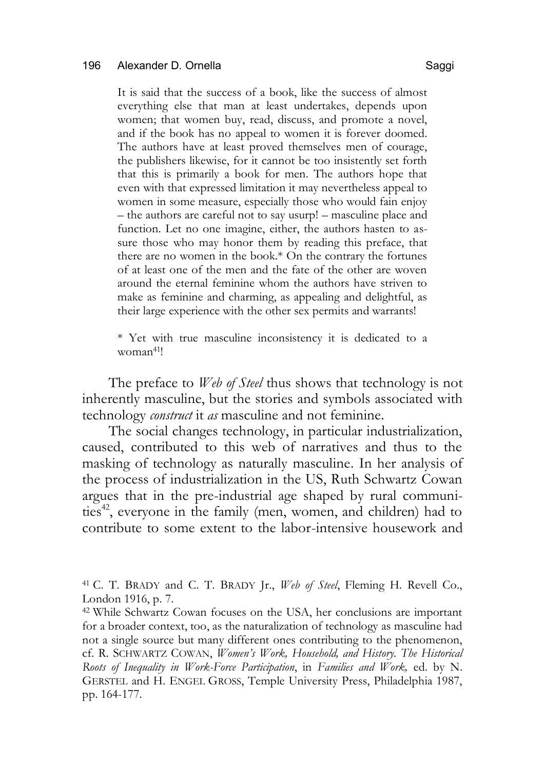> It is said that the success of a book, like the success of almost everything else that man at least undertakes, depends upon women; that women buy, read, discuss, and promote a novel, and if the book has no appeal to women it is forever doomed. The authors have at least proved themselves men of courage, the publishers likewise, for it cannot be too insistently set forth that this is primarily a book for men. The authors hope that even with that expressed limitation it may nevertheless appeal to women in some measure, especially those who would fain enjoy – the authors are careful not to say usurp! – masculine place and function. Let no one imagine, either, the authors hasten to assure those who may honor them by reading this preface, that there are no women in the book.* On the contrary the fortunes of at least one of the men and the fate of the other are woven around the eternal feminine whom the authors have striven to make as feminine and charming, as appealing and delightful, as their large experience with the other sex permits and warrants!
>
> * Yet with true masculine inconsistency it is dedicated to a woman[41]!

The preface to *Web of Steel* thus shows that technology is not inherently masculine, but the stories and symbols associated with technology *construct* it *as* masculine and not feminine.

The social changes technology, in particular industrialization, caused, contributed to this web of narratives and thus to the masking of technology as naturally masculine. In her analysis of the process of industrialization in the US, Ruth Schwartz Cowan argues that in the pre-industrial age shaped by rural communities[42], everyone in the family (men, women, and children) had to contribute to some extent to the labor-intensive housework and

[41] C. T. BRADY and C. T. BRADY Jr., *Web of Steel*, Fleming H. Revell Co., London 1916, p. 7.

[42] While Schwartz Cowan focuses on the USA, her conclusions are important for a broader context, too, as the naturalization of technology as masculine had not a single source but many different ones contributing to the phenomenon, cf. R. SCHWARTZ COWAN, *Women's Work, Household, and History. The Historical Roots of Inequality in Work-Force Participation*, in *Families and Work,* ed. by N. GERSTEL and H. ENGEL GROSS, Temple University Press, Philadelphia 1987, pp. 164-177.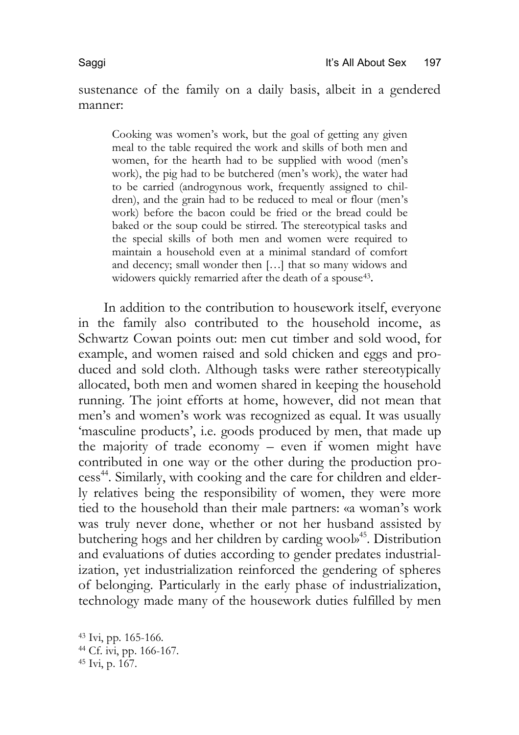sustenance of the family on a daily basis, albeit in a gendered manner:

> Cooking was women's work, but the goal of getting any given meal to the table required the work and skills of both men and women, for the hearth had to be supplied with wood (men's work), the pig had to be butchered (men's work), the water had to be carried (androgynous work, frequently assigned to children), and the grain had to be reduced to meal or flour (men's work) before the bacon could be fried or the bread could be baked or the soup could be stirred. The stereotypical tasks and the special skills of both men and women were required to maintain a household even at a minimal standard of comfort and decency; small wonder then […] that so many widows and widowers quickly remarried after the death of a spouse[43].

In addition to the contribution to housework itself, everyone in the family also contributed to the household income, as Schwartz Cowan points out: men cut timber and sold wood, for example, and women raised and sold chicken and eggs and produced and sold cloth. Although tasks were rather stereotypically allocated, both men and women shared in keeping the household running. The joint efforts at home, however, did not mean that men's and women's work was recognized as equal. It was usually 'masculine products', i.e. goods produced by men, that made up the majority of trade economy – even if women might have contributed in one way or the other during the production process[44]. Similarly, with cooking and the care for children and elderly relatives being the responsibility of women, they were more tied to the household than their male partners: «a woman's work was truly never done, whether or not her husband assisted by butchering hogs and her children by carding wool»[45]. Distribution and evaluations of duties according to gender predates industrialization, yet industrialization reinforced the gendering of spheres of belonging. Particularly in the early phase of industrialization, technology made many of the housework duties fulfilled by men

[43] Ivi, pp. 165-166.
[44] Cf. ivi, pp. 166-167.
[45] Ivi, p. 167.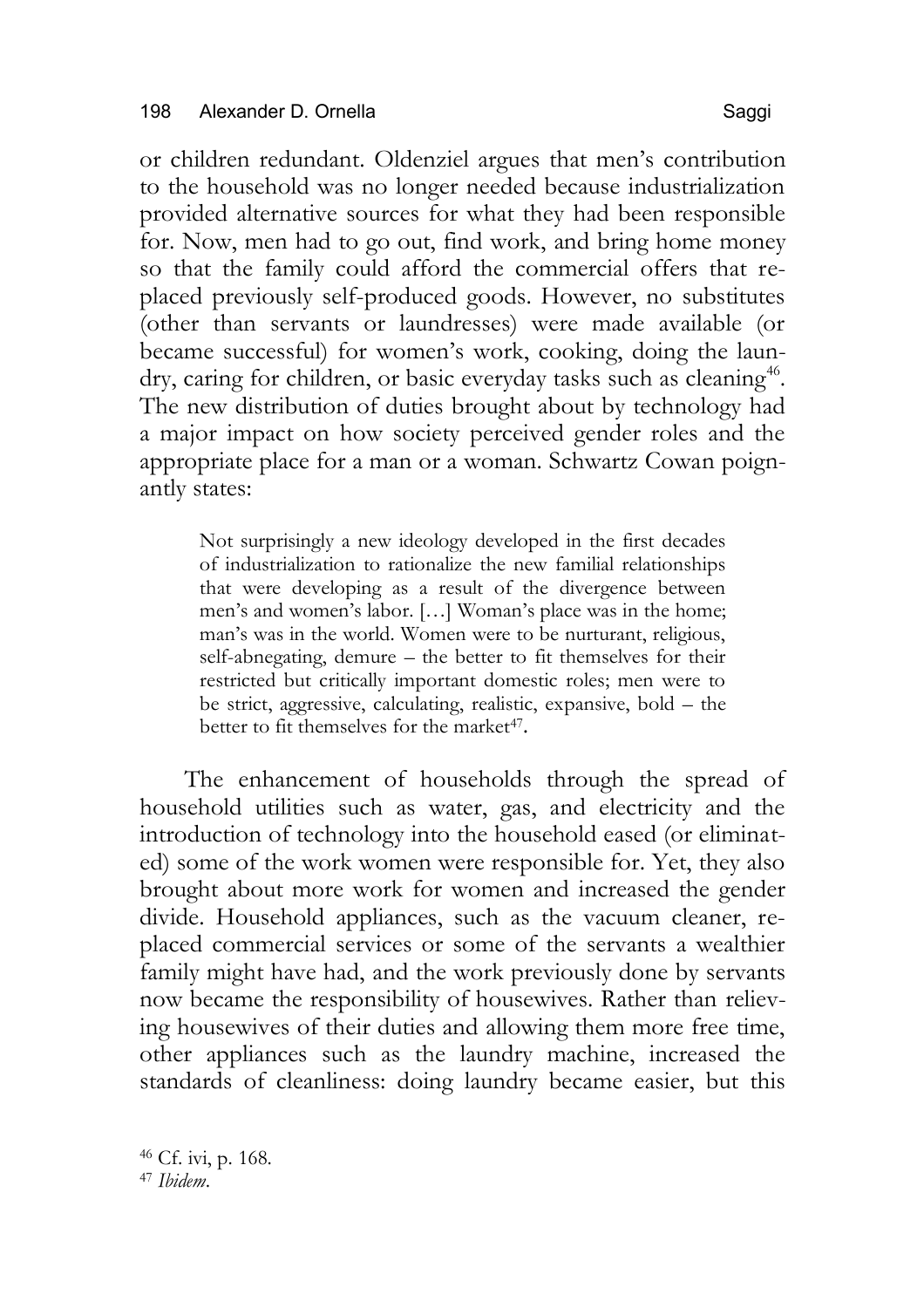or children redundant. Oldenziel argues that men's contribution to the household was no longer needed because industrialization provided alternative sources for what they had been responsible for. Now, men had to go out, find work, and bring home money so that the family could afford the commercial offers that replaced previously self-produced goods. However, no substitutes (other than servants or laundresses) were made available (or became successful) for women's work, cooking, doing the laundry, caring for children, or basic everyday tasks such as cleaning[46]. The new distribution of duties brought about by technology had a major impact on how society perceived gender roles and the appropriate place for a man or a woman. Schwartz Cowan poignantly states:

> Not surprisingly a new ideology developed in the first decades of industrialization to rationalize the new familial relationships that were developing as a result of the divergence between men's and women's labor. […] Woman's place was in the home; man's was in the world. Women were to be nurturant, religious, self-abnegating, demure – the better to fit themselves for their restricted but critically important domestic roles; men were to be strict, aggressive, calculating, realistic, expansive, bold – the better to fit themselves for the market[47].

The enhancement of households through the spread of household utilities such as water, gas, and electricity and the introduction of technology into the household eased (or eliminated) some of the work women were responsible for. Yet, they also brought about more work for women and increased the gender divide. Household appliances, such as the vacuum cleaner, replaced commercial services or some of the servants a wealthier family might have had, and the work previously done by servants now became the responsibility of housewives. Rather than relieving housewives of their duties and allowing them more free time, other appliances such as the laundry machine, increased the standards of cleanliness: doing laundry became easier, but this

[46] Cf. ivi, p. 168.

[47] *Ibidem*.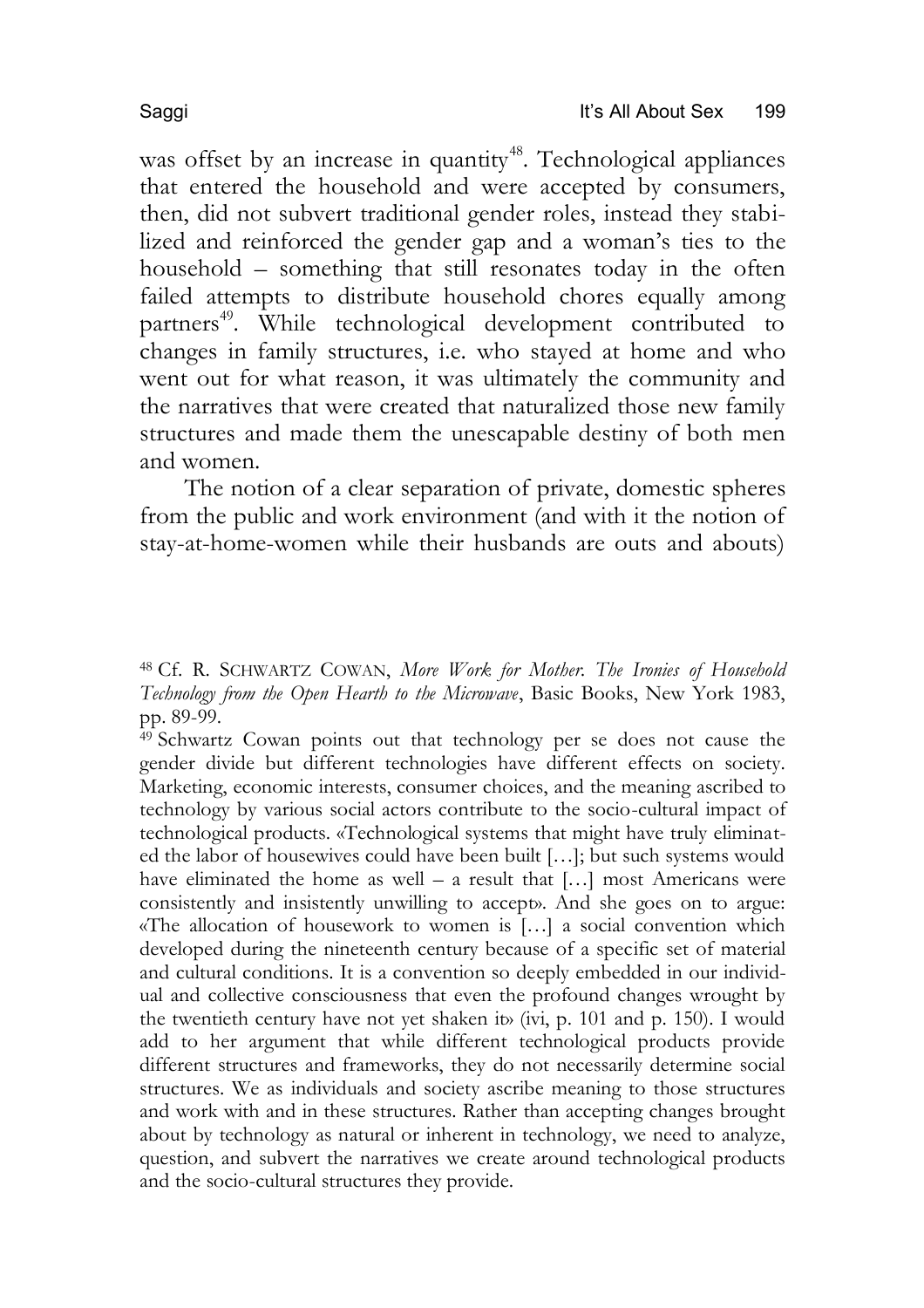was offset by an increase in quantity[48]. Technological appliances that entered the household and were accepted by consumers, then, did not subvert traditional gender roles, instead they stabilized and reinforced the gender gap and a woman's ties to the household – something that still resonates today in the often failed attempts to distribute household chores equally among partners[49]. While technological development contributed to changes in family structures, i.e. who stayed at home and who went out for what reason, it was ultimately the community and the narratives that were created that naturalized those new family structures and made them the unescapable destiny of both men and women.

The notion of a clear separation of private, domestic spheres from the public and work environment (and with it the notion of stay-at-home-women while their husbands are outs and abouts)

---

[48] Cf. R. SCHWARTZ COWAN, *More Work for Mother. The Ironies of Household Technology from the Open Hearth to the Microwave*, Basic Books, New York 1983, pp. 89-99.

[49] Schwartz Cowan points out that technology per se does not cause the gender divide but different technologies have different effects on society. Marketing, economic interests, consumer choices, and the meaning ascribed to technology by various social actors contribute to the socio-cultural impact of technological products. «Technological systems that might have truly eliminated the labor of housewives could have been built […]; but such systems would have eliminated the home as well – a result that […] most Americans were consistently and insistently unwilling to accept». And she goes on to argue: «The allocation of housework to women is […] a social convention which developed during the nineteenth century because of a specific set of material and cultural conditions. It is a convention so deeply embedded in our individual and collective consciousness that even the profound changes wrought by the twentieth century have not yet shaken it» (ivi, p. 101 and p. 150). I would add to her argument that while different technological products provide different structures and frameworks, they do not necessarily determine social structures. We as individuals and society ascribe meaning to those structures and work with and in these structures. Rather than accepting changes brought about by technology as natural or inherent in technology, we need to analyze, question, and subvert the narratives we create around technological products and the socio-cultural structures they provide.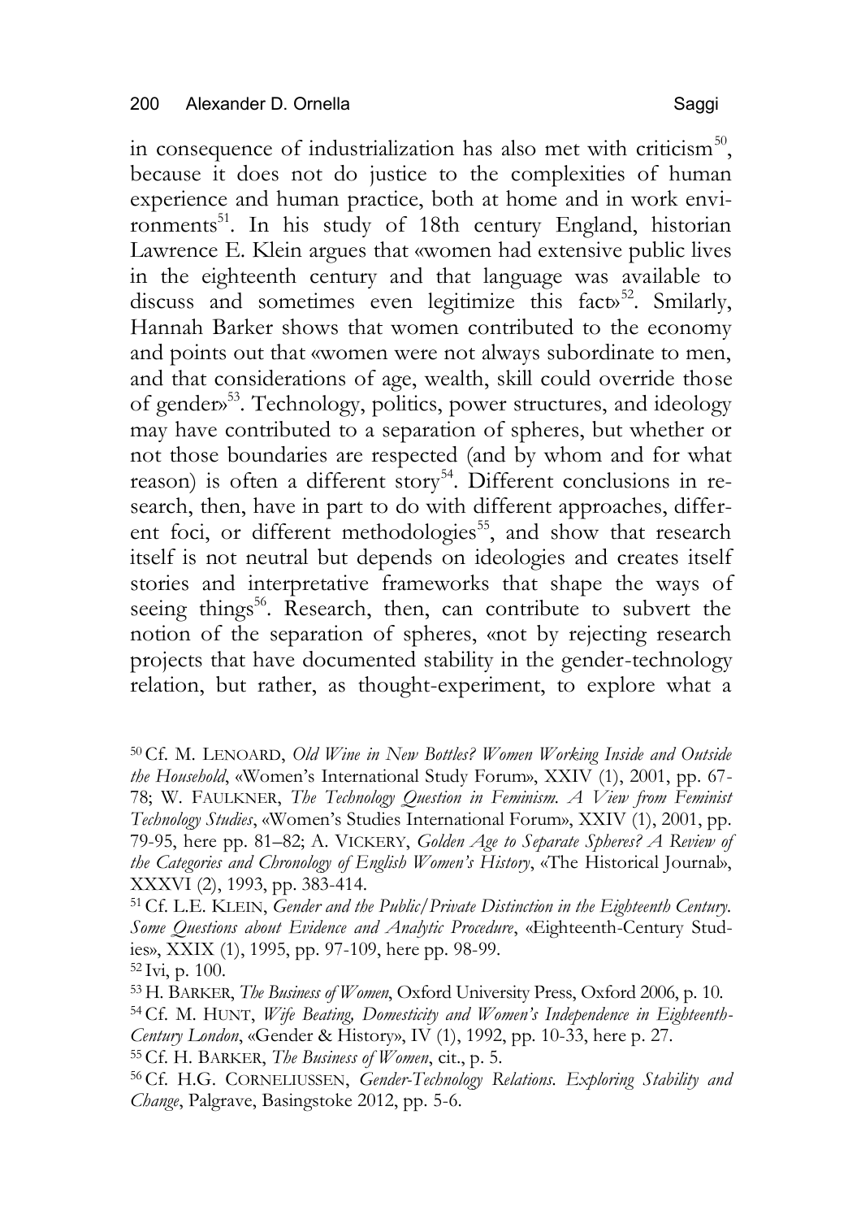in consequence of industrialization has also met with criticism[50], because it does not do justice to the complexities of human experience and human practice, both at home and in work environments[51]. In his study of 18th century England, historian Lawrence E. Klein argues that «women had extensive public lives in the eighteenth century and that language was available to discuss and sometimes even legitimize this fact»[52]. Similarly, Hannah Barker shows that women contributed to the economy and points out that «women were not always subordinate to men, and that considerations of age, wealth, skill could override those of gender»[53]. Technology, politics, power structures, and ideology may have contributed to a separation of spheres, but whether or not those boundaries are respected (and by whom and for what reason) is often a different story[54]. Different conclusions in research, then, have in part to do with different approaches, different foci, or different methodologies[55], and show that research itself is not neutral but depends on ideologies and creates itself stories and interpretative frameworks that shape the ways of seeing things[56]. Research, then, can contribute to subvert the notion of the separation of spheres, «not by rejecting research projects that have documented stability in the gender-technology relation, but rather, as thought-experiment, to explore what a

---

[50] Cf. M. LENOARD, *Old Wine in New Bottles? Women Working Inside and Outside the Household*, «Women's International Study Forum», XXIV (1), 2001, pp. 67-78; W. FAULKNER, *The Technology Question in Feminism. A View from Feminist Technology Studies*, «Women's Studies International Forum», XXIV (1), 2001, pp. 79-95, here pp. 81–82; A. VICKERY, *Golden Age to Separate Spheres? A Review of the Categories and Chronology of English Women's History*, «The Historical Journal», XXXVI (2), 1993, pp. 383-414.

[51] Cf. L.E. KLEIN, *Gender and the Public/Private Distinction in the Eighteenth Century. Some Questions about Evidence and Analytic Procedure*, «Eighteenth-Century Studies», XXIX (1), 1995, pp. 97-109, here pp. 98-99.

[52] Ivi, p. 100.

[53] H. BARKER, *The Business of Women*, Oxford University Press, Oxford 2006, p. 10.

[54] Cf. M. HUNT, *Wife Beating, Domesticity and Women's Independence in Eighteenth-Century London*, «Gender & History», IV (1), 1992, pp. 10-33, here p. 27.

[55] Cf. H. BARKER, *The Business of Women*, cit., p. 5.

[56] Cf. H.G. CORNELIUSSEN, *Gender-Technology Relations. Exploring Stability and Change*, Palgrave, Basingstoke 2012, pp. 5-6.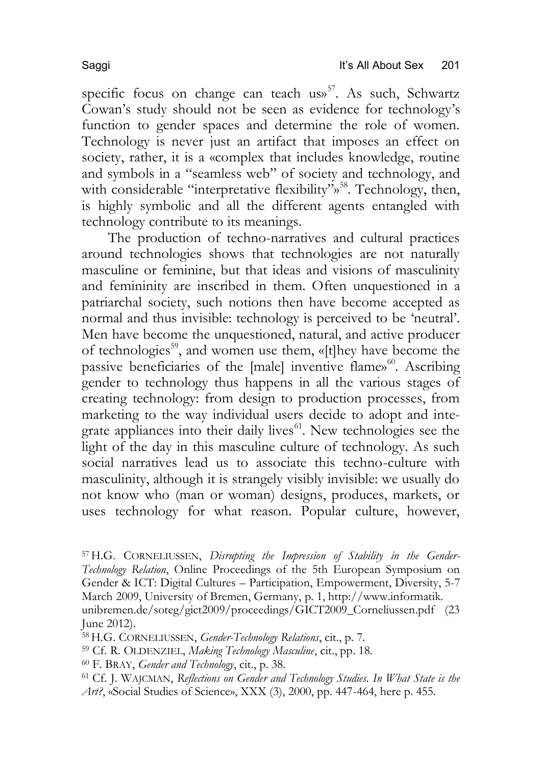specific focus on change can teach us»[57]. As such, Schwartz Cowan's study should not be seen as evidence for technology's function to gender spaces and determine the role of women. Technology is never just an artifact that imposes an effect on society, rather, it is a «complex that includes knowledge, routine and symbols in a "seamless web" of society and technology, and with considerable "interpretative flexibility"»[58]. Technology, then, is highly symbolic and all the different agents entangled with technology contribute to its meanings.

The production of techno-narratives and cultural practices around technologies shows that technologies are not naturally masculine or feminine, but that ideas and visions of masculinity and femininity are inscribed in them. Often unquestioned in a patriarchal society, such notions then have become accepted as normal and thus invisible: technology is perceived to be 'neutral'. Men have become the unquestioned, natural, and active producer of technologies[59], and women use them, «[t]hey have become the passive beneficiaries of the [male] inventive flame»[60]. Ascribing gender to technology thus happens in all the various stages of creating technology: from design to production processes, from marketing to the way individual users decide to adopt and integrate appliances into their daily lives[61]. New technologies see the light of the day in this masculine culture of technology. As such social narratives lead us to associate this techno-culture with masculinity, although it is strangely visibly invisible: we usually do not know who (man or woman) designs, produces, markets, or uses technology for what reason. Popular culture, however,

[57] H.G. CORNELIUSSEN, *Disrupting the Impression of Stability in the Gender-Technology Relation*, Online Proceedings of the 5th European Symposium on Gender & ICT: Digital Cultures – Participation, Empowerment, Diversity, 5-7 March 2009, University of Bremen, Germany, p. 1, http://www.informatik.unibremen.de/soteg/gict2009/proceedings/GICT2009_Corneliussen.pdf (23 June 2012).

[58] H.G. CORNELIUSSEN, *Gender-Technology Relations*, cit., p. 7.

[59] Cf. R. OLDENZIEL, *Making Technology Masculine*, cit., pp. 18.

[60] F. BRAY, *Gender and Technology*, cit., p. 38.

[61] Cf. J. WAJCMAN, *Reflections on Gender and Technology Studies. In What State is the Art?*, «Social Studies of Science», XXX (3), 2000, pp. 447-464, here p. 455.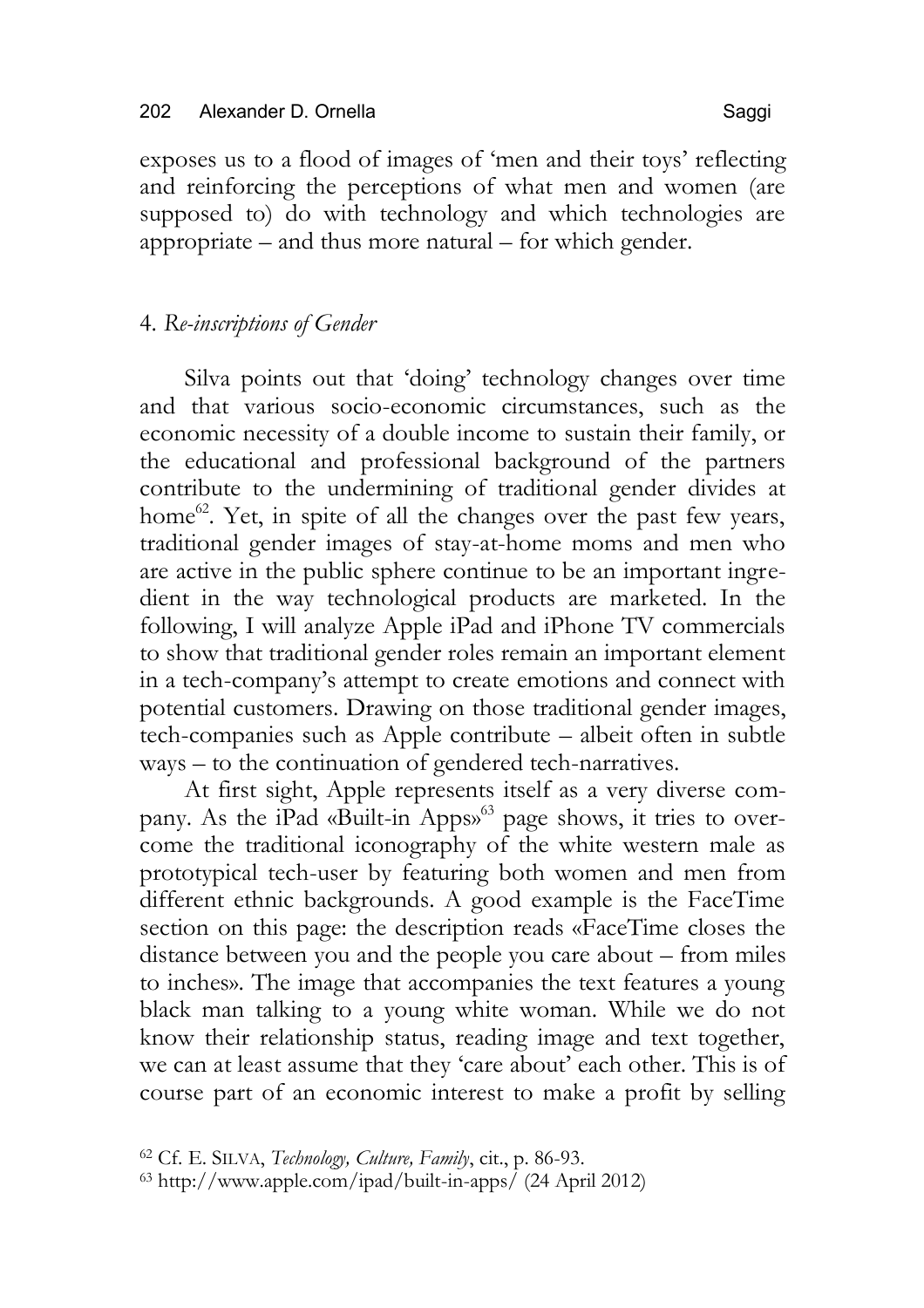exposes us to a flood of images of 'men and their toys' reflecting and reinforcing the perceptions of what men and women (are supposed to) do with technology and which technologies are appropriate – and thus more natural – for which gender.

## 4. *Re-inscriptions of Gender*

Silva points out that 'doing' technology changes over time and that various socio-economic circumstances, such as the economic necessity of a double income to sustain their family, or the educational and professional background of the partners contribute to the undermining of traditional gender divides at home[62]. Yet, in spite of all the changes over the past few years, traditional gender images of stay-at-home moms and men who are active in the public sphere continue to be an important ingredient in the way technological products are marketed. In the following, I will analyze Apple iPad and iPhone TV commercials to show that traditional gender roles remain an important element in a tech-company's attempt to create emotions and connect with potential customers. Drawing on those traditional gender images, tech-companies such as Apple contribute – albeit often in subtle ways – to the continuation of gendered tech-narratives.

At first sight, Apple represents itself as a very diverse company. As the iPad «Built-in Apps»[63] page shows, it tries to overcome the traditional iconography of the white western male as prototypical tech-user by featuring both women and men from different ethnic backgrounds. A good example is the FaceTime section on this page: the description reads «FaceTime closes the distance between you and the people you care about – from miles to inches». The image that accompanies the text features a young black man talking to a young white woman. While we do not know their relationship status, reading image and text together, we can at least assume that they 'care about' each other. This is of course part of an economic interest to make a profit by selling

[62] Cf. E. SILVA, *Technology, Culture, Family*, cit., p. 86-93.

[63] http://www.apple.com/ipad/built-in-apps/ (24 April 2012)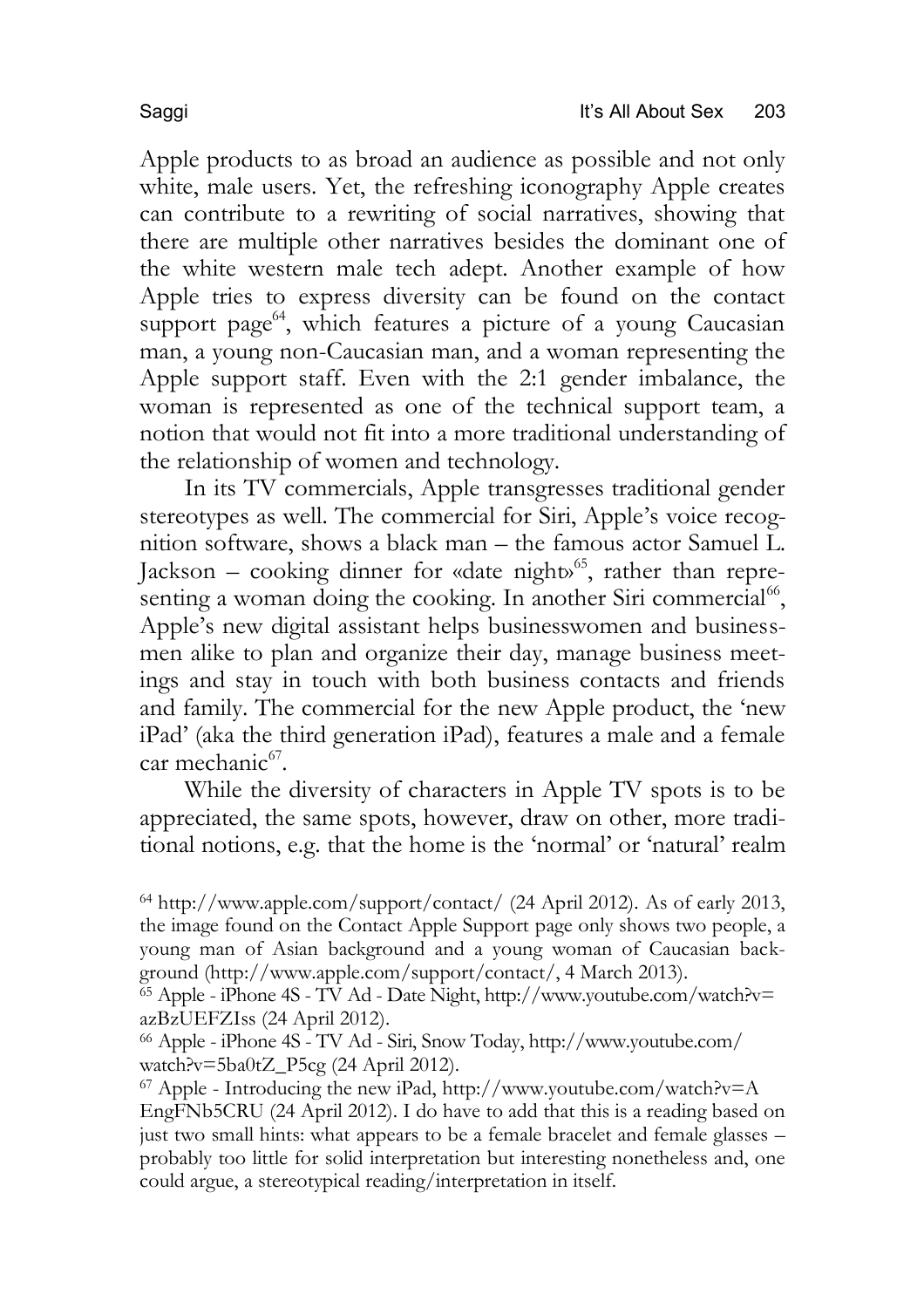Apple products to as broad an audience as possible and not only white, male users. Yet, the refreshing iconography Apple creates can contribute to a rewriting of social narratives, showing that there are multiple other narratives besides the dominant one of the white western male tech adept. Another example of how Apple tries to express diversity can be found on the contact support page[64], which features a picture of a young Caucasian man, a young non-Caucasian man, and a woman representing the Apple support staff. Even with the 2:1 gender imbalance, the woman is represented as one of the technical support team, a notion that would not fit into a more traditional understanding of the relationship of women and technology.

In its TV commercials, Apple transgresses traditional gender stereotypes as well. The commercial for Siri, Apple's voice recognition software, shows a black man – the famous actor Samuel L. Jackson – cooking dinner for «date night»[65], rather than representing a woman doing the cooking. In another Siri commercial[66], Apple's new digital assistant helps businesswomen and businessmen alike to plan and organize their day, manage business meetings and stay in touch with both business contacts and friends and family. The commercial for the new Apple product, the 'new iPad' (aka the third generation iPad), features a male and a female car mechanic[67].

While the diversity of characters in Apple TV spots is to be appreciated, the same spots, however, draw on other, more traditional notions, e.g. that the home is the 'normal' or 'natural' realm

[64] http://www.apple.com/support/contact/ (24 April 2012). As of early 2013, the image found on the Contact Apple Support page only shows two people, a young man of Asian background and a young woman of Caucasian background (http://www.apple.com/support/contact/, 4 March 2013).

[65] Apple - iPhone 4S - TV Ad - Date Night, http://www.youtube.com/watch?v=azBzUEFZIss (24 April 2012).

[66] Apple - iPhone 4S - TV Ad - Siri, Snow Today, http://www.youtube.com/watch?v=5ba0tZ_P5cg (24 April 2012).

[67] Apple - Introducing the new iPad, http://www.youtube.com/watch?v=AEngFNb5CRU (24 April 2012). I do have to add that this is a reading based on just two small hints: what appears to be a female bracelet and female glasses – probably too little for solid interpretation but interesting nonetheless and, one could argue, a stereotypical reading/interpretation in itself.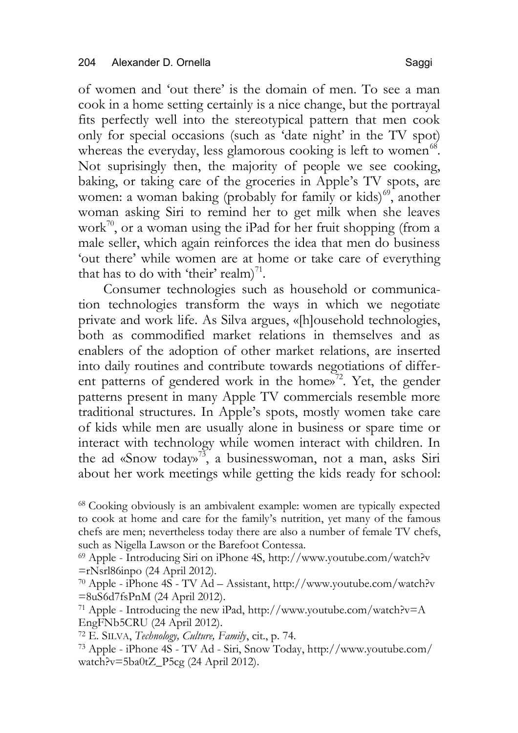of women and 'out there' is the domain of men. To see a man cook in a home setting certainly is a nice change, but the portrayal fits perfectly well into the stereotypical pattern that men cook only for special occasions (such as 'date night' in the TV spot) whereas the everyday, less glamorous cooking is left to women[68]. Not suprisingly then, the majority of people we see cooking, baking, or taking care of the groceries in Apple's TV spots, are women: a woman baking (probably for family or kids)[69], another woman asking Siri to remind her to get milk when she leaves work[70], or a woman using the iPad for her fruit shopping (from a male seller, which again reinforces the idea that men do business 'out there' while women are at home or take care of everything that has to do with 'their' realm)[71].

Consumer technologies such as household or communication technologies transform the ways in which we negotiate private and work life. As Silva argues, «[h]ousehold technologies, both as commodified market relations in themselves and as enablers of the adoption of other market relations, are inserted into daily routines and contribute towards negotiations of different patterns of gendered work in the home»[72]. Yet, the gender patterns present in many Apple TV commercials resemble more traditional structures. In Apple's spots, mostly women take care of kids while men are usually alone in business or spare time or interact with technology while women interact with children. In the ad «Snow today»[73], a businesswoman, not a man, asks Siri about her work meetings while getting the kids ready for school:

[68] Cooking obviously is an ambivalent example: women are typically expected to cook at home and care for the family's nutrition, yet many of the famous chefs are men; nevertheless today there are also a number of female TV chefs, such as Nigella Lawson or the Barefoot Contessa.

[69] Apple - Introducing Siri on iPhone 4S, http://www.youtube.com/watch?v=rNsrl86inpo (24 April 2012).

[70] Apple - iPhone 4S - TV Ad – Assistant, http://www.youtube.com/watch?v=8uS6d7fsPnM (24 April 2012).

[71] Apple - Introducing the new iPad, http://www.youtube.com/watch?v=AEngFNb5CRU (24 April 2012).

[72] E. SILVA, *Technology, Culture, Family*, cit., p. 74.

[73] Apple - iPhone 4S - TV Ad - Siri, Snow Today, http://www.youtube.com/watch?v=5ba0tZ_P5cg (24 April 2012).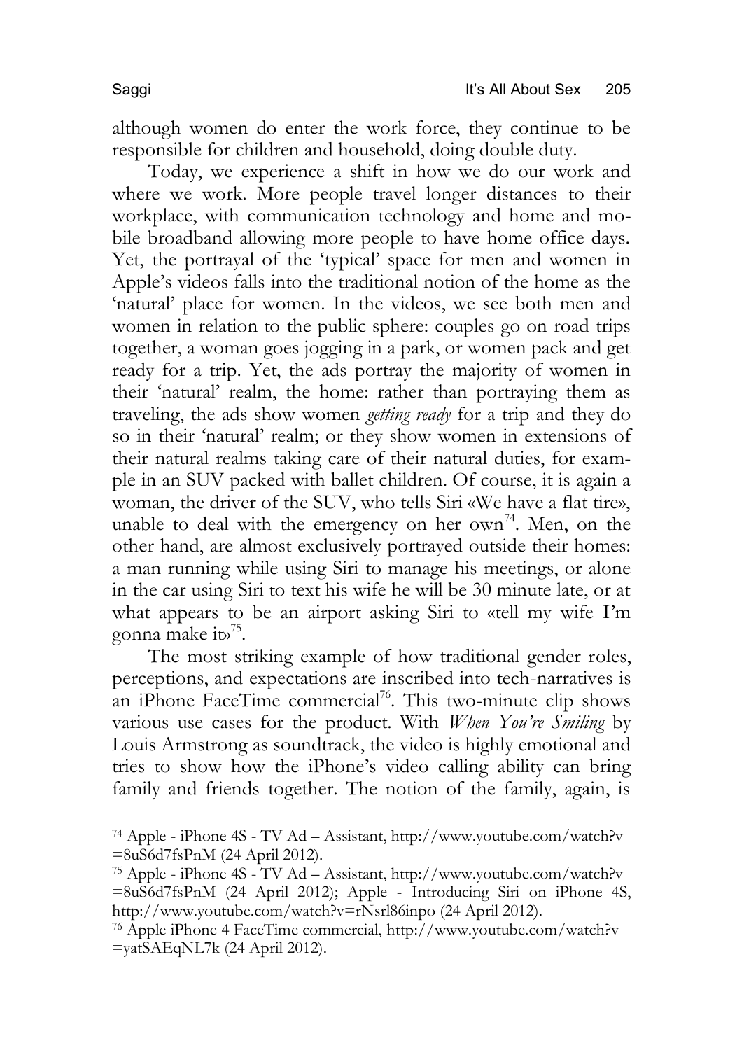although women do enter the work force, they continue to be responsible for children and household, doing double duty.

Today, we experience a shift in how we do our work and where we work. More people travel longer distances to their workplace, with communication technology and home and mobile broadband allowing more people to have home office days. Yet, the portrayal of the 'typical' space for men and women in Apple's videos falls into the traditional notion of the home as the 'natural' place for women. In the videos, we see both men and women in relation to the public sphere: couples go on road trips together, a woman goes jogging in a park, or women pack and get ready for a trip. Yet, the ads portray the majority of women in their 'natural' realm, the home: rather than portraying them as traveling, the ads show women *getting ready* for a trip and they do so in their 'natural' realm; or they show women in extensions of their natural realms taking care of their natural duties, for example in an SUV packed with ballet children. Of course, it is again a woman, the driver of the SUV, who tells Siri «We have a flat tire», unable to deal with the emergency on her own[74]. Men, on the other hand, are almost exclusively portrayed outside their homes: a man running while using Siri to manage his meetings, or alone in the car using Siri to text his wife he will be 30 minute late, or at what appears to be an airport asking Siri to «tell my wife I'm gonna make it»[75].

The most striking example of how traditional gender roles, perceptions, and expectations are inscribed into tech-narratives is an iPhone FaceTime commercial[76]. This two-minute clip shows various use cases for the product. With *When You're Smiling* by Louis Armstrong as soundtrack, the video is highly emotional and tries to show how the iPhone's video calling ability can bring family and friends together. The notion of the family, again, is

[74] Apple - iPhone 4S - TV Ad – Assistant, http://www.youtube.com/watch?v=8uS6d7fsPnM (24 April 2012).

[75] Apple - iPhone 4S - TV Ad – Assistant, http://www.youtube.com/watch?v=8uS6d7fsPnM (24 April 2012); Apple - Introducing Siri on iPhone 4S, http://www.youtube.com/watch?v=rNsrl86inpo (24 April 2012).

[76] Apple iPhone 4 FaceTime commercial, http://www.youtube.com/watch?v=yatSAEqNL7k (24 April 2012).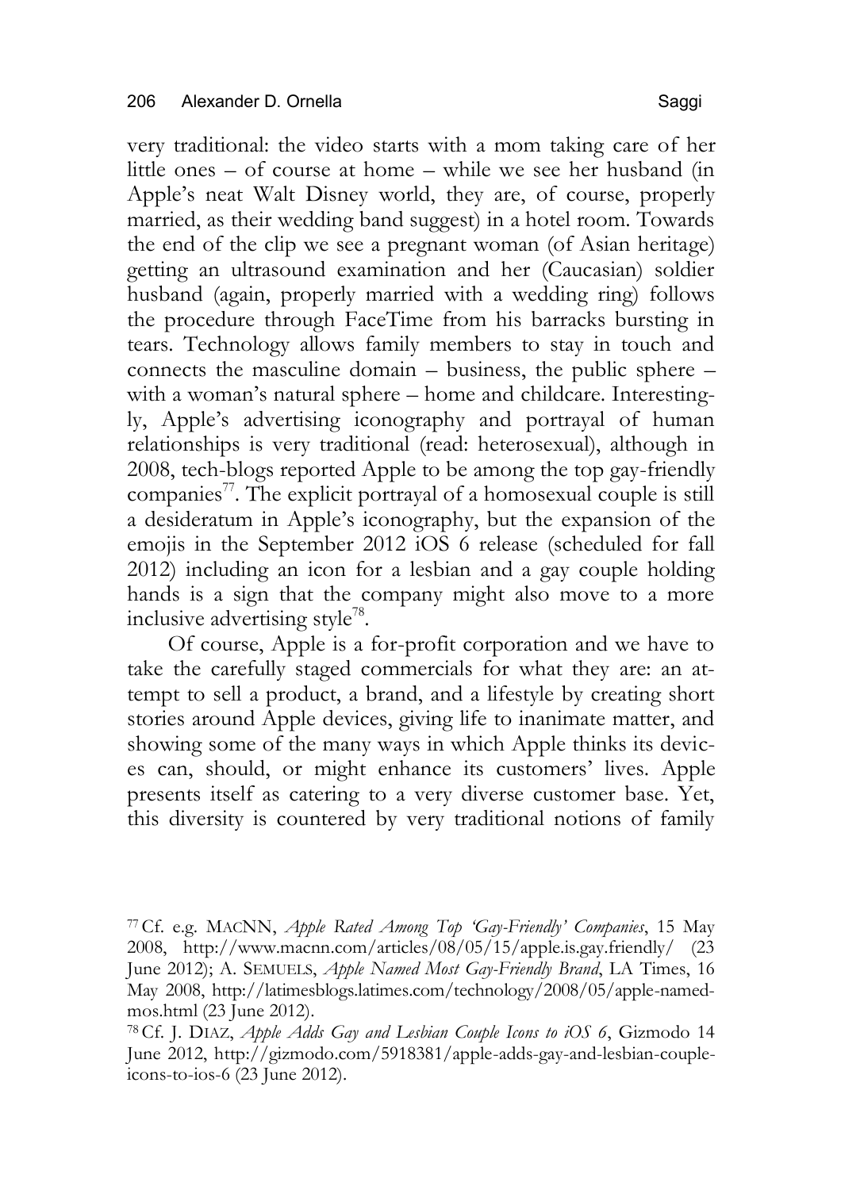very traditional: the video starts with a mom taking care of her little ones – of course at home – while we see her husband (in Apple's neat Walt Disney world, they are, of course, properly married, as their wedding band suggest) in a hotel room. Towards the end of the clip we see a pregnant woman (of Asian heritage) getting an ultrasound examination and her (Caucasian) soldier husband (again, properly married with a wedding ring) follows the procedure through FaceTime from his barracks bursting in tears. Technology allows family members to stay in touch and connects the masculine domain – business, the public sphere – with a woman's natural sphere – home and childcare. Interestingly, Apple's advertising iconography and portrayal of human relationships is very traditional (read: heterosexual), although in 2008, tech-blogs reported Apple to be among the top gay-friendly companies[77]. The explicit portrayal of a homosexual couple is still a desideratum in Apple's iconography, but the expansion of the emojis in the September 2012 iOS 6 release (scheduled for fall 2012) including an icon for a lesbian and a gay couple holding hands is a sign that the company might also move to a more inclusive advertising style[78].

Of course, Apple is a for-profit corporation and we have to take the carefully staged commercials for what they are: an attempt to sell a product, a brand, and a lifestyle by creating short stories around Apple devices, giving life to inanimate matter, and showing some of the many ways in which Apple thinks its devices can, should, or might enhance its customers' lives. Apple presents itself as catering to a very diverse customer base. Yet, this diversity is countered by very traditional notions of family

[77] Cf. e.g. MACNN, *Apple Rated Among Top 'Gay-Friendly' Companies*, 15 May 2008, http://www.macnn.com/articles/08/05/15/apple.is.gay.friendly/ (23 June 2012); A. SEMUELS, *Apple Named Most Gay-Friendly Brand*, LA Times, 16 May 2008, http://latimesblogs.latimes.com/technology/2008/05/apple-named-mos.html (23 June 2012).

[78] Cf. J. DIAZ, *Apple Adds Gay and Lesbian Couple Icons to iOS 6*, Gizmodo 14 June 2012, http://gizmodo.com/5918381/apple-adds-gay-and-lesbian-couple-icons-to-ios-6 (23 June 2012).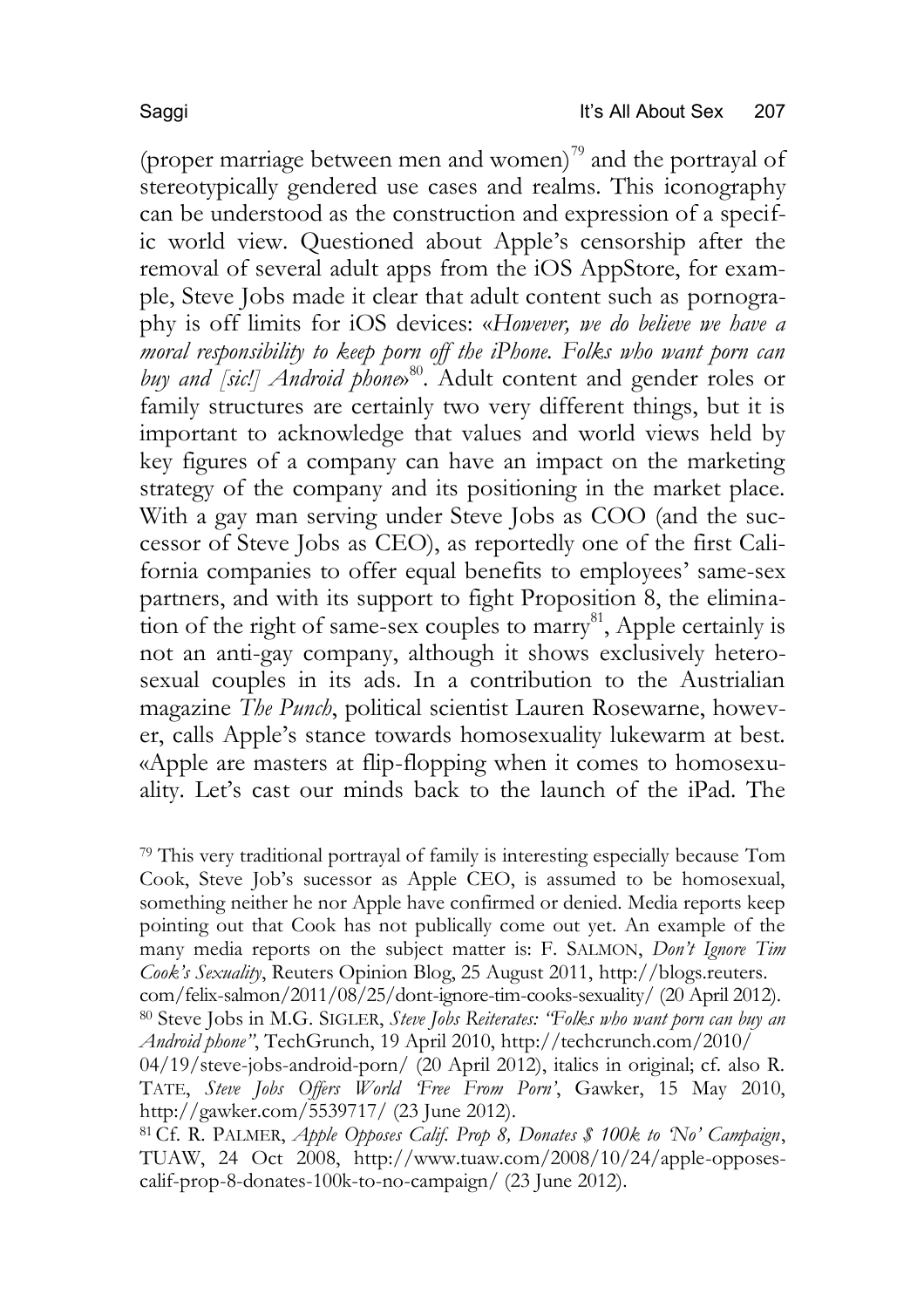(proper marriage between men and women)[79] and the portrayal of stereotypically gendered use cases and realms. This iconography can be understood as the construction and expression of a specific world view. Questioned about Apple's censorship after the removal of several adult apps from the iOS AppStore, for example, Steve Jobs made it clear that adult content such as pornography is off limits for iOS devices: «*However, we do believe we have a moral responsibility to keep porn off the iPhone. Folks who want porn can buy and [sic!] Android phone*»[80]. Adult content and gender roles or family structures are certainly two very different things, but it is important to acknowledge that values and world views held by key figures of a company can have an impact on the marketing strategy of the company and its positioning in the market place. With a gay man serving under Steve Jobs as COO (and the successor of Steve Jobs as CEO), as reportedly one of the first California companies to offer equal benefits to employees' same-sex partners, and with its support to fight Proposition 8, the elimination of the right of same-sex couples to marry[81], Apple certainly is not an anti-gay company, although it shows exclusively heterosexual couples in its ads. In a contribution to the Austrialian magazine *The Punch*, political scientist Lauren Rosewarne, however, calls Apple's stance towards homosexuality lukewarm at best. «Apple are masters at flip-flopping when it comes to homosexuality. Let's cast our minds back to the launch of the iPad. The

[79] This very traditional portrayal of family is interesting especially because Tom Cook, Steve Job's sucessor as Apple CEO, is assumed to be homosexual, something neither he nor Apple have confirmed or denied. Media reports keep pointing out that Cook has not publically come out yet. An example of the many media reports on the subject matter is: F. SALMON, *Don't Ignore Tim Cook's Sexuality*, Reuters Opinion Blog, 25 August 2011, http://blogs.reuters.com/felix-salmon/2011/08/25/dont-ignore-tim-cooks-sexuality/ (20 April 2012).

[80] Steve Jobs in M.G. SIGLER, *Steve Jobs Reiterates: "Folks who want porn can buy an Android phone"*, TechGrunch, 19 April 2010, http://techcrunch.com/2010/04/19/steve-jobs-android-porn/ (20 April 2012), italics in original; cf. also R. TATE, *Steve Jobs Offers World 'Free From Porn'*, Gawker, 15 May 2010, http://gawker.com/5539717/ (23 June 2012).

[81] Cf. R. PALMER, *Apple Opposes Calif. Prop 8, Donates $ 100k to 'No' Campaign*, TUAW, 24 Oct 2008, http://www.tuaw.com/2008/10/24/apple-opposes-calif-prop-8-donates-100k-to-no-campaign/ (23 June 2012).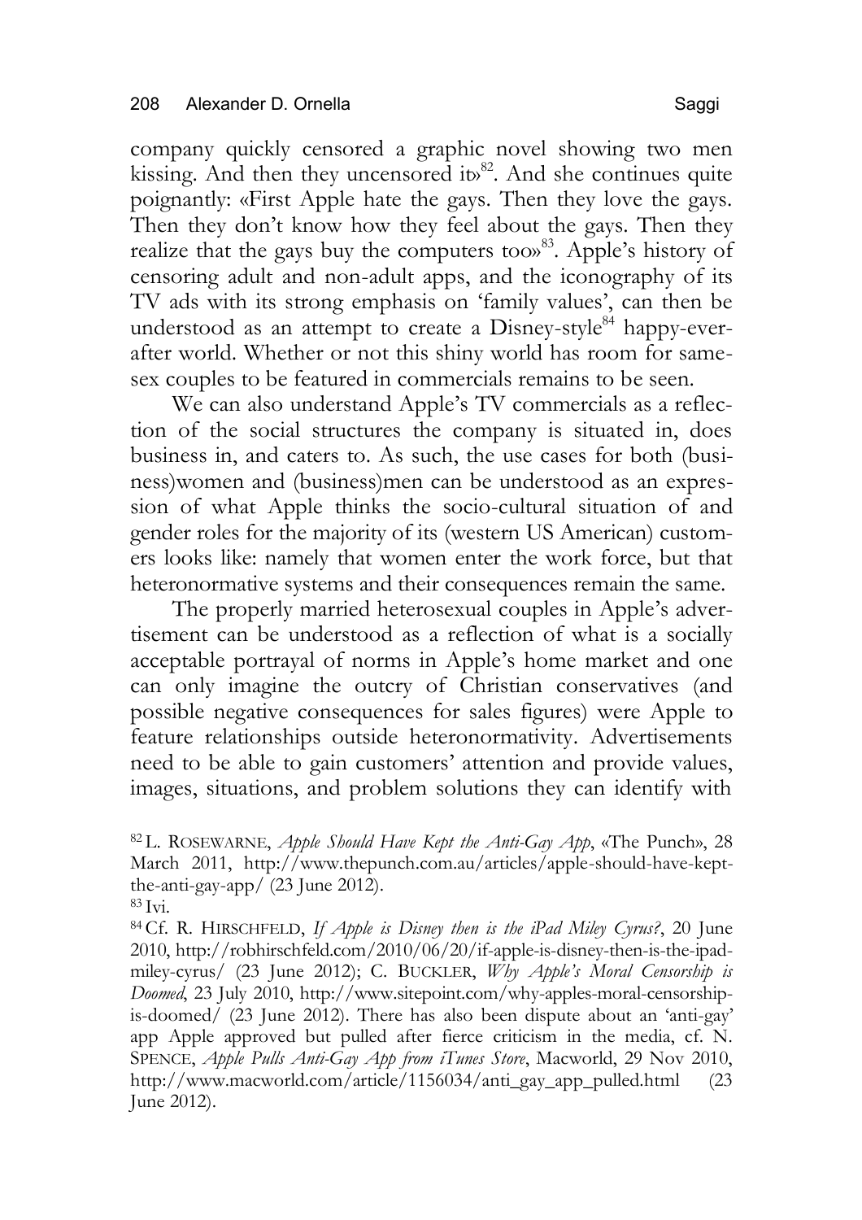company quickly censored a graphic novel showing two men kissing. And then they uncensored it»[82]. And she continues quite poignantly: «First Apple hate the gays. Then they love the gays. Then they don't know how they feel about the gays. Then they realize that the gays buy the computers too»[83]. Apple's history of censoring adult and non-adult apps, and the iconography of its TV ads with its strong emphasis on 'family values', can then be understood as an attempt to create a Disney-style[84] happy-ever-after world. Whether or not this shiny world has room for same-sex couples to be featured in commercials remains to be seen.

We can also understand Apple's TV commercials as a reflection of the social structures the company is situated in, does business in, and caters to. As such, the use cases for both (business)women and (business)men can be understood as an expression of what Apple thinks the socio-cultural situation of and gender roles for the majority of its (western US American) customers looks like: namely that women enter the work force, but that heteronormative systems and their consequences remain the same.

The properly married heterosexual couples in Apple's advertisement can be understood as a reflection of what is a socially acceptable portrayal of norms in Apple's home market and one can only imagine the outcry of Christian conservatives (and possible negative consequences for sales figures) were Apple to feature relationships outside heteronormativity. Advertisements need to be able to gain customers' attention and provide values, images, situations, and problem solutions they can identify with

---

[82] L. ROSEWARNE, *Apple Should Have Kept the Anti-Gay App*, «The Punch», 28 March 2011, http://www.thepunch.com.au/articles/apple-should-have-kept-the-anti-gay-app/ (23 June 2012).

[83] Ivi.

[84] Cf. R. HIRSCHFELD, *If Apple is Disney then is the iPad Miley Cyrus?*, 20 June 2010, http://robhirschfeld.com/2010/06/20/if-apple-is-disney-then-is-the-ipad-miley-cyrus/ (23 June 2012); C. BUCKLER, *Why Apple's Moral Censorship is Doomed*, 23 July 2010, http://www.sitepoint.com/why-apples-moral-censorship-is-doomed/ (23 June 2012). There has also been dispute about an 'anti-gay' app Apple approved but pulled after fierce criticism in the media, cf. N. SPENCE, *Apple Pulls Anti-Gay App from iTunes Store*, Macworld, 29 Nov 2010, http://www.macworld.com/article/1156034/anti_gay_app_pulled.html (23 June 2012).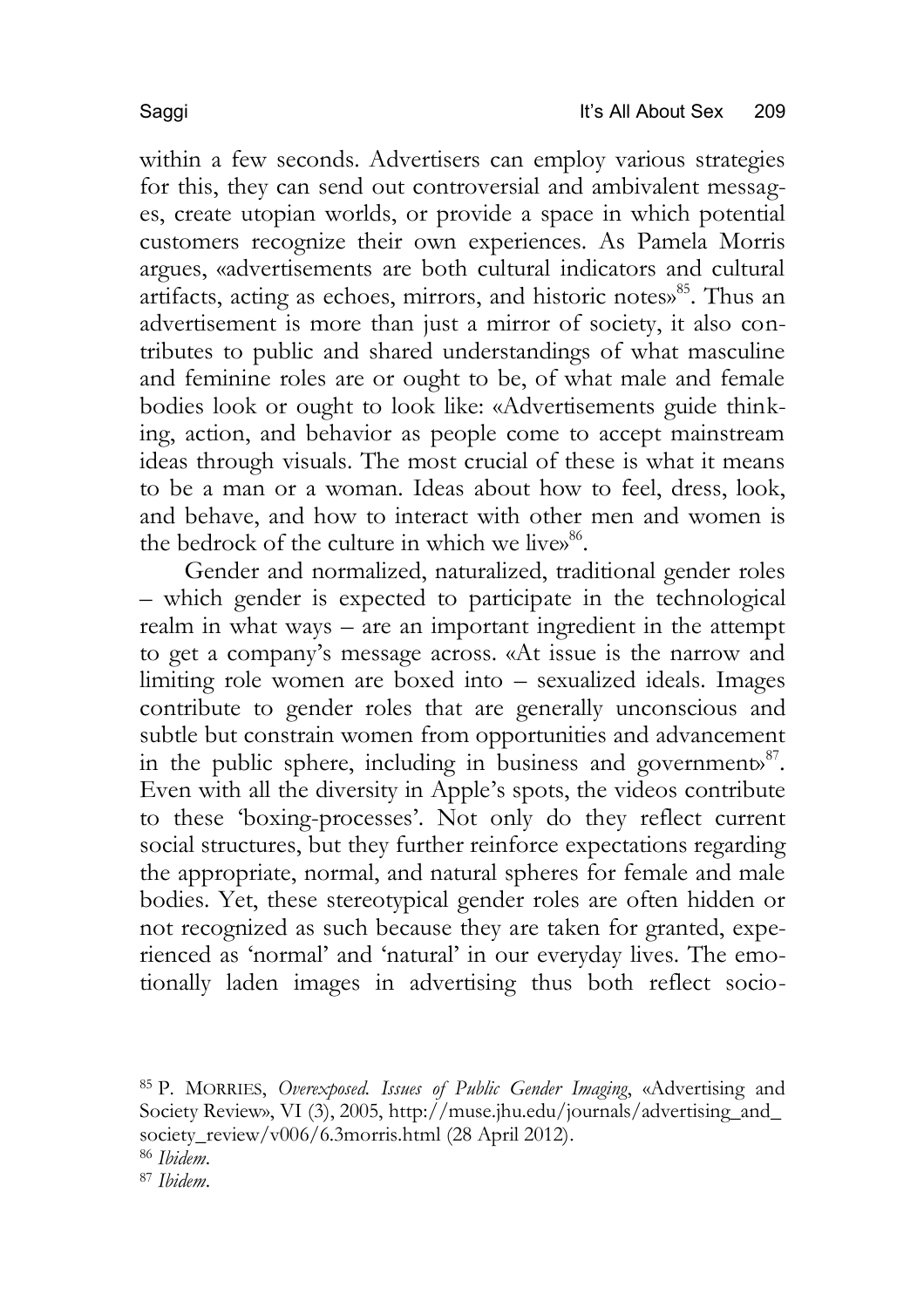within a few seconds. Advertisers can employ various strategies for this, they can send out controversial and ambivalent messages, create utopian worlds, or provide a space in which potential customers recognize their own experiences. As Pamela Morris argues, «advertisements are both cultural indicators and cultural artifacts, acting as echoes, mirrors, and historic notes»[85]. Thus an advertisement is more than just a mirror of society, it also contributes to public and shared understandings of what masculine and feminine roles are or ought to be, of what male and female bodies look or ought to look like: «Advertisements guide thinking, action, and behavior as people come to accept mainstream ideas through visuals. The most crucial of these is what it means to be a man or a woman. Ideas about how to feel, dress, look, and behave, and how to interact with other men and women is the bedrock of the culture in which we live»[86].

Gender and normalized, naturalized, traditional gender roles – which gender is expected to participate in the technological realm in what ways – are an important ingredient in the attempt to get a company's message across. «At issue is the narrow and limiting role women are boxed into – sexualized ideals. Images contribute to gender roles that are generally unconscious and subtle but constrain women from opportunities and advancement in the public sphere, including in business and government»[87]. Even with all the diversity in Apple's spots, the videos contribute to these 'boxing-processes'. Not only do they reflect current social structures, but they further reinforce expectations regarding the appropriate, normal, and natural spheres for female and male bodies. Yet, these stereotypical gender roles are often hidden or not recognized as such because they are taken for granted, experienced as 'normal' and 'natural' in our everyday lives. The emotionally laden images in advertising thus both reflect socio-

---

[85] P. MORRIES, *Overexposed. Issues of Public Gender Imaging*, «Advertising and Society Review», VI (3), 2005, http://muse.jhu.edu/journals/advertising_and_society_review/v006/6.3morris.html (28 April 2012).

[86] *Ibidem*.

[87] *Ibidem*.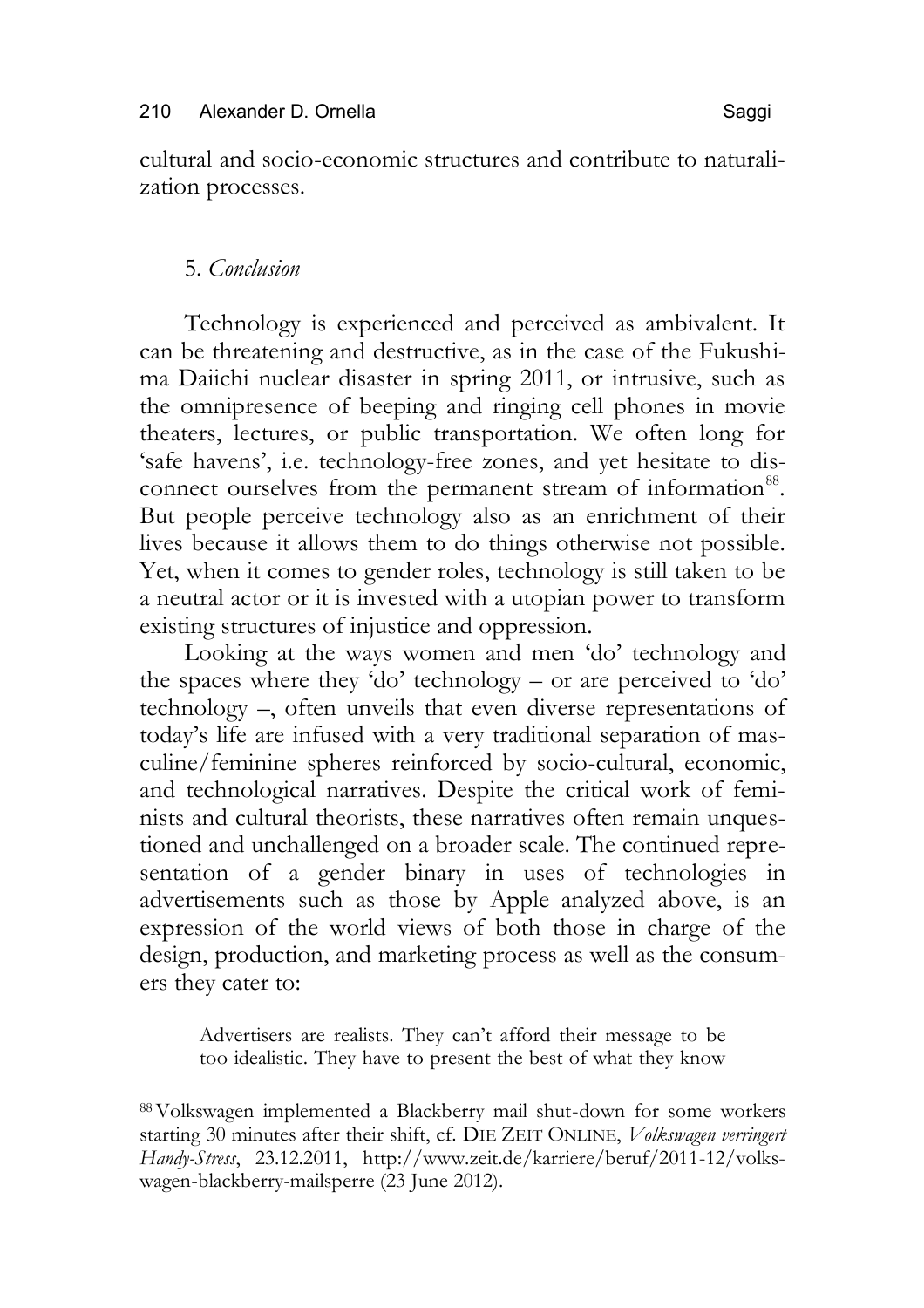cultural and socio-economic structures and contribute to naturalization processes.

## 5. *Conclusion*

Technology is experienced and perceived as ambivalent. It can be threatening and destructive, as in the case of the Fukushima Daiichi nuclear disaster in spring 2011, or intrusive, such as the omnipresence of beeping and ringing cell phones in movie theaters, lectures, or public transportation. We often long for 'safe havens', i.e. technology-free zones, and yet hesitate to disconnect ourselves from the permanent stream of information[88]. But people perceive technology also as an enrichment of their lives because it allows them to do things otherwise not possible. Yet, when it comes to gender roles, technology is still taken to be a neutral actor or it is invested with a utopian power to transform existing structures of injustice and oppression.

Looking at the ways women and men 'do' technology and the spaces where they 'do' technology – or are perceived to 'do' technology –, often unveils that even diverse representations of today's life are infused with a very traditional separation of masculine/feminine spheres reinforced by socio-cultural, economic, and technological narratives. Despite the critical work of feminists and cultural theorists, these narratives often remain unquestioned and unchallenged on a broader scale. The continued representation of a gender binary in uses of technologies in advertisements such as those by Apple analyzed above, is an expression of the world views of both those in charge of the design, production, and marketing process as well as the consumers they cater to:

> Advertisers are realists. They can't afford their message to be too idealistic. They have to present the best of what they know

[88] Volkswagen implemented a Blackberry mail shut-down for some workers starting 30 minutes after their shift, cf. DIE ZEIT ONLINE, *Volkswagen verringert Handy-Stress*, 23.12.2011, http://www.zeit.de/karriere/beruf/2011-12/volkswagen-blackberry-mailsperre (23 June 2012).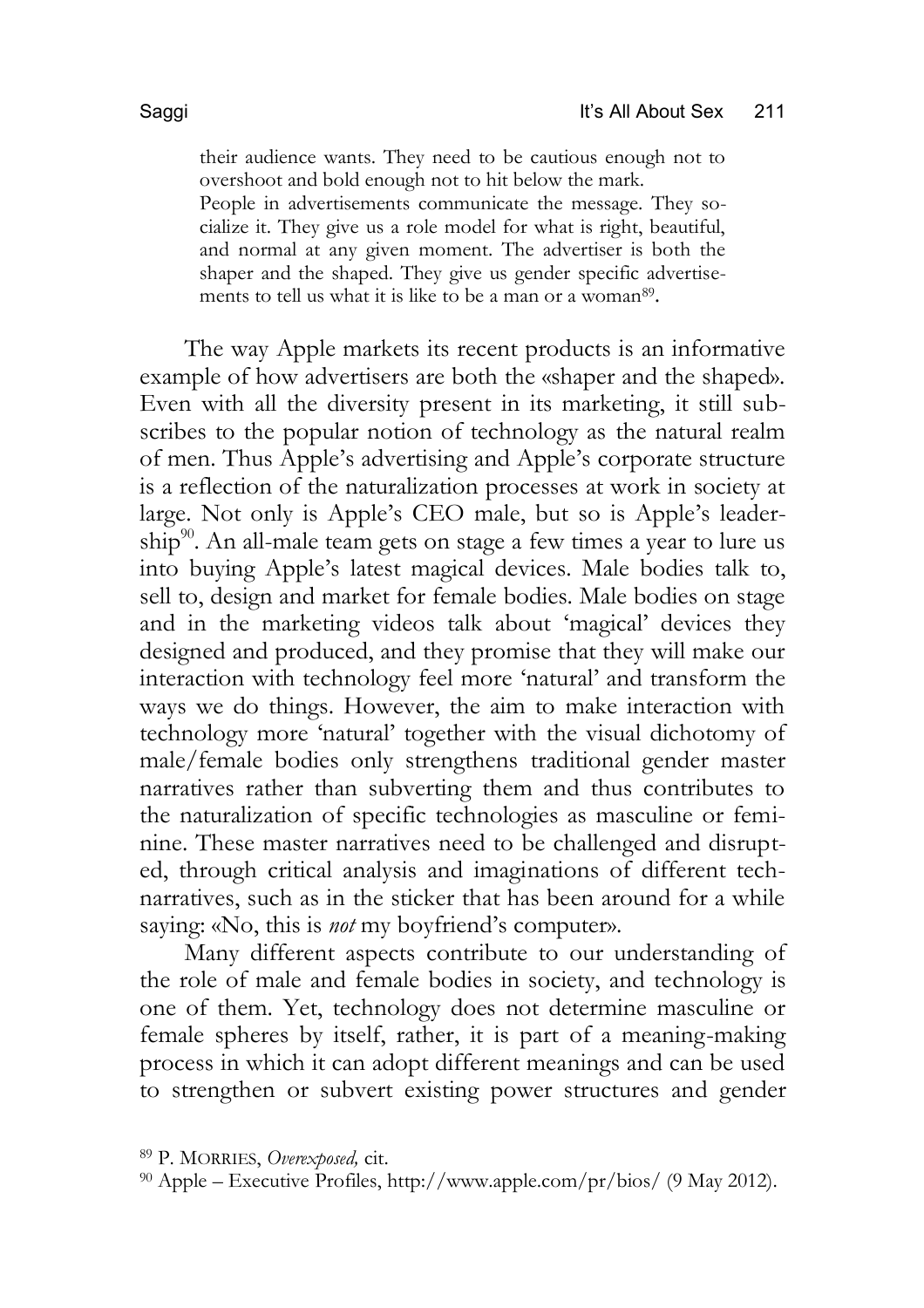> their audience wants. They need to be cautious enough not to overshoot and bold enough not to hit below the mark.
> People in advertisements communicate the message. They socialize it. They give us a role model for what is right, beautiful, and normal at any given moment. The advertiser is both the shaper and the shaped. They give us gender specific advertisements to tell us what it is like to be a man or a woman[89].

The way Apple markets its recent products is an informative example of how advertisers are both the «shaper and the shaped». Even with all the diversity present in its marketing, it still subscribes to the popular notion of technology as the natural realm of men. Thus Apple's advertising and Apple's corporate structure is a reflection of the naturalization processes at work in society at large. Not only is Apple's CEO male, but so is Apple's leadership[90]. An all-male team gets on stage a few times a year to lure us into buying Apple's latest magical devices. Male bodies talk to, sell to, design and market for female bodies. Male bodies on stage and in the marketing videos talk about 'magical' devices they designed and produced, and they promise that they will make our interaction with technology feel more 'natural' and transform the ways we do things. However, the aim to make interaction with technology more 'natural' together with the visual dichotomy of male/female bodies only strengthens traditional gender master narratives rather than subverting them and thus contributes to the naturalization of specific technologies as masculine or feminine. These master narratives need to be challenged and disrupted, through critical analysis and imaginations of different tech-narratives, such as in the sticker that has been around for a while saying: «No, this is *not* my boyfriend's computer».

Many different aspects contribute to our understanding of the role of male and female bodies in society, and technology is one of them. Yet, technology does not determine masculine or female spheres by itself, rather, it is part of a meaning-making process in which it can adopt different meanings and can be used to strengthen or subvert existing power structures and gender

---

[89] P. MORRIES, *Overexposed,* cit.

[90] Apple – Executive Profiles, http://www.apple.com/pr/bios/ (9 May 2012).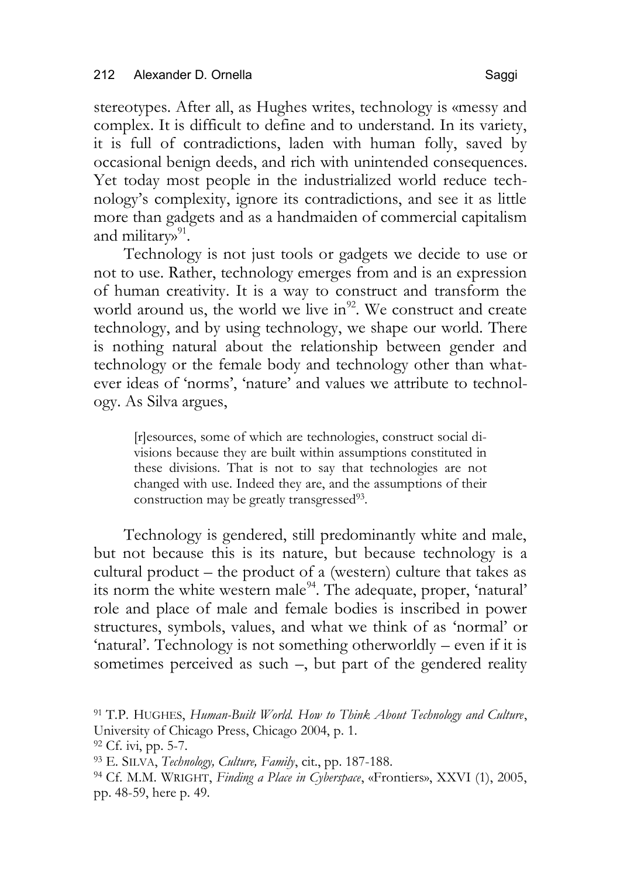stereotypes. After all, as Hughes writes, technology is «messy and complex. It is difficult to define and to understand. In its variety, it is full of contradictions, laden with human folly, saved by occasional benign deeds, and rich with unintended consequences. Yet today most people in the industrialized world reduce technology's complexity, ignore its contradictions, and see it as little more than gadgets and as a handmaiden of commercial capitalism and military»[91].

Technology is not just tools or gadgets we decide to use or not to use. Rather, technology emerges from and is an expression of human creativity. It is a way to construct and transform the world around us, the world we live in[92]. We construct and create technology, and by using technology, we shape our world. There is nothing natural about the relationship between gender and technology or the female body and technology other than whatever ideas of 'norms', 'nature' and values we attribute to technology. As Silva argues,

> [r]esources, some of which are technologies, construct social divisions because they are built within assumptions constituted in these divisions. That is not to say that technologies are not changed with use. Indeed they are, and the assumptions of their construction may be greatly transgressed[93].

Technology is gendered, still predominantly white and male, but not because this is its nature, but because technology is a cultural product – the product of a (western) culture that takes as its norm the white western male[94]. The adequate, proper, 'natural' role and place of male and female bodies is inscribed in power structures, symbols, values, and what we think of as 'normal' or 'natural'. Technology is not something otherworldly – even if it is sometimes perceived as such –, but part of the gendered reality

[91] T.P. HUGHES, *Human-Built World. How to Think About Technology and Culture*, University of Chicago Press, Chicago 2004, p. 1.

[92] Cf. ivi, pp. 5-7.

[93] E. SILVA, *Technology, Culture, Family*, cit., pp. 187-188.

[94] Cf. M.M. WRIGHT, *Finding a Place in Cyberspace*, «Frontiers», XXVI (1), 2005, pp. 48-59, here p. 49.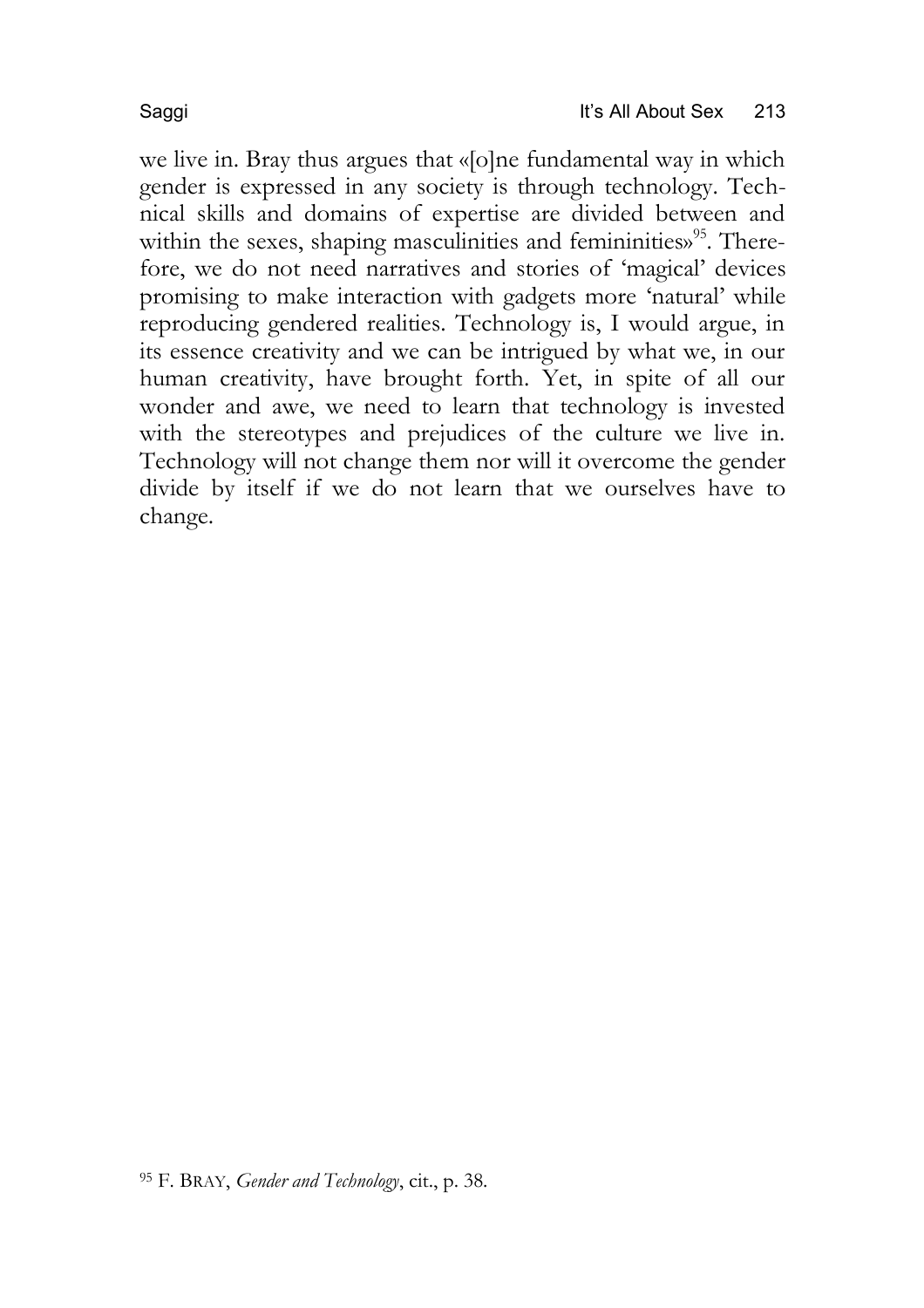we live in. Bray thus argues that «[o]ne fundamental way in which gender is expressed in any society is through technology. Technical skills and domains of expertise are divided between and within the sexes, shaping masculinities and femininities»[95]. Therefore, we do not need narratives and stories of 'magical' devices promising to make interaction with gadgets more 'natural' while reproducing gendered realities. Technology is, I would argue, in its essence creativity and we can be intrigued by what we, in our human creativity, have brought forth. Yet, in spite of all our wonder and awe, we need to learn that technology is invested with the stereotypes and prejudices of the culture we live in. Technology will not change them nor will it overcome the gender divide by itself if we do not learn that we ourselves have to change.

[95] F. BRAY, *Gender and Technology*, cit., p. 38.